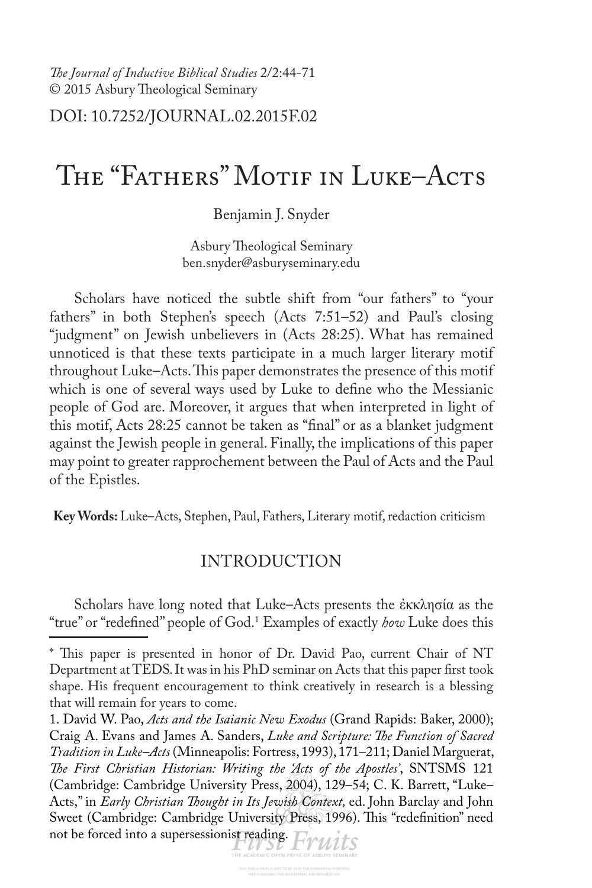*The Journal of Inductive Biblical Studies* 2/2:44-71
© 2015 Asbury Theological Seminary

DOI: 10.7252/JOURNAL.02.2015F.02

# The "Fathers" Motif in Luke–Acts

Benjamin J. Snyder

Asbury Theological Seminary
ben.snyder@asburyseminary.edu

Scholars have noticed the subtle shift from "our fathers" to "your fathers" in both Stephen's speech (Acts 7:51–52) and Paul's closing "judgment" on Jewish unbelievers in (Acts 28:25). What has remained unnoticed is that these texts participate in a much larger literary motif throughout Luke–Acts. This paper demonstrates the presence of this motif which is one of several ways used by Luke to define who the Messianic people of God are. Moreover, it argues that when interpreted in light of this motif, Acts 28:25 cannot be taken as "final" or as a blanket judgment against the Jewish people in general. Finally, the implications of this paper may point to greater rapprochement between the Paul of Acts and the Paul of the Epistles.

**Key Words:** Luke–Acts, Stephen, Paul, Fathers, Literary motif, redaction criticism

## INTRODUCTION

Scholars have long noted that Luke–Acts presents the ἐκκλησία as the "true" or "redefined" people of God.[1] Examples of exactly *how* Luke does this

---

\* This paper is presented in honor of Dr. David Pao, current Chair of NT Department at TEDS. It was in his PhD seminar on Acts that this paper first took shape. His frequent encouragement to think creatively in research is a blessing that will remain for years to come.

1. David W. Pao, *Acts and the Isaianic New Exodus* (Grand Rapids: Baker, 2000); Craig A. Evans and James A. Sanders, *Luke and Scripture: The Function of Sacred Tradition in Luke–Acts* (Minneapolis: Fortress, 1993), 171–211; Daniel Marguerat, *The First Christian Historian: Writing the 'Acts of the Apostles'*, SNTSMS 121 (Cambridge: Cambridge University Press, 2004), 129–54; C. K. Barrett, "Luke–Acts," in *Early Christian Thought in Its Jewish Context,* ed. John Barclay and John Sweet (Cambridge: Cambridge University Press, 1996). This "redefinition" need not be forced into a supersessionist reading.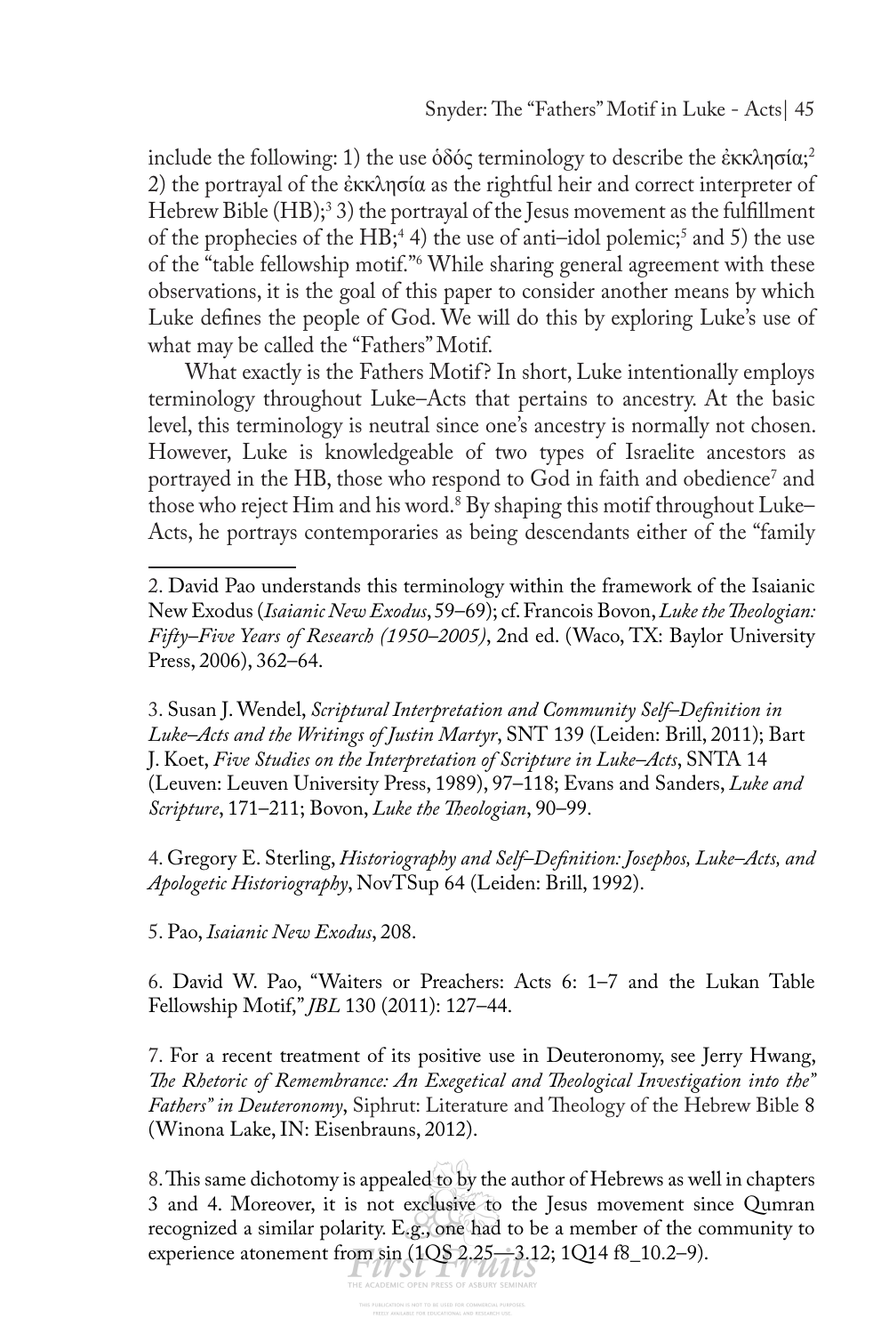include the following: 1) the use ὁδός terminology to describe the ἐκκλησία;[2] 2) the portrayal of the ἐκκλησία as the rightful heir and correct interpreter of Hebrew Bible (HB);[3] 3) the portrayal of the Jesus movement as the fulfillment of the prophecies of the HB;[4] 4) the use of anti–idol polemic;[5] and 5) the use of the "table fellowship motif."[6] While sharing general agreement with these observations, it is the goal of this paper to consider another means by which Luke defines the people of God. We will do this by exploring Luke's use of what may be called the "Fathers" Motif.

What exactly is the Fathers Motif? In short, Luke intentionally employs terminology throughout Luke–Acts that pertains to ancestry. At the basic level, this terminology is neutral since one's ancestry is normally not chosen. However, Luke is knowledgeable of two types of Israelite ancestors as portrayed in the HB, those who respond to God in faith and obedience[7] and those who reject Him and his word.[8] By shaping this motif throughout Luke–Acts, he portrays contemporaries as being descendants either of the "family

---

2. David Pao understands this terminology within the framework of the Isaianic New Exodus (*Isaianic New Exodus*, 59–69); cf. Francois Bovon, *Luke the Theologian: Fifty–Five Years of Research (1950–2005)*, 2nd ed. (Waco, TX: Baylor University Press, 2006), 362–64.

3. Susan J. Wendel, *Scriptural Interpretation and Community Self–Definition in Luke–Acts and the Writings of Justin Martyr*, SNT 139 (Leiden: Brill, 2011); Bart J. Koet, *Five Studies on the Interpretation of Scripture in Luke–Acts*, SNTA 14 (Leuven: Leuven University Press, 1989), 97–118; Evans and Sanders, *Luke and Scripture*, 171–211; Bovon, *Luke the Theologian*, 90–99.

4. Gregory E. Sterling, *Historiography and Self–Definition: Josephos, Luke–Acts, and Apologetic Historiography*, NovTSup 64 (Leiden: Brill, 1992).

5. Pao, *Isaianic New Exodus*, 208.

6. David W. Pao, "Waiters or Preachers: Acts 6: 1–7 and the Lukan Table Fellowship Motif," *JBL* 130 (2011): 127–44.

7. For a recent treatment of its positive use in Deuteronomy, see Jerry Hwang, *The Rhetoric of Remembrance: An Exegetical and Theological Investigation into the" Fathers" in Deuteronomy*, Siphrut: Literature and Theology of the Hebrew Bible 8 (Winona Lake, IN: Eisenbrauns, 2012).

8. This same dichotomy is appealed to by the author of Hebrews as well in chapters 3 and 4. Moreover, it is not exclusive to the Jesus movement since Qumran recognized a similar polarity. E.g., one had to be a member of the community to experience atonement from sin (1QS 2.25—3.12; 1Q14 f8_10.2–9).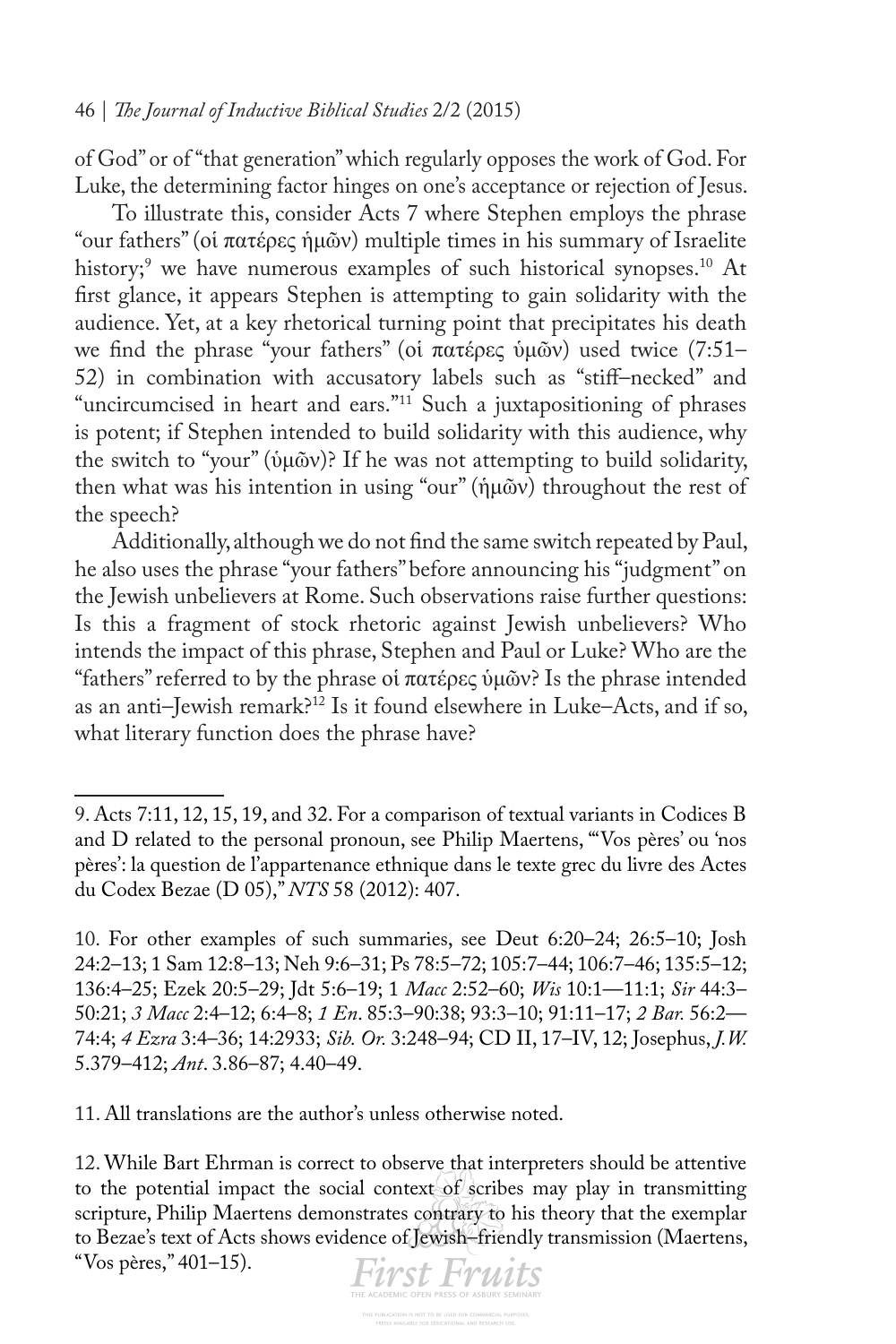of God" or of "that generation" which regularly opposes the work of God. For Luke, the determining factor hinges on one's acceptance or rejection of Jesus.

To illustrate this, consider Acts 7 where Stephen employs the phrase "our fathers" (οἱ πατέρες ἡμῶν) multiple times in his summary of Israelite history;[9] we have numerous examples of such historical synopses.[10] At first glance, it appears Stephen is attempting to gain solidarity with the audience. Yet, at a key rhetorical turning point that precipitates his death we find the phrase "your fathers" (οἱ πατέρες ὑμῶν) used twice (7:51–52) in combination with accusatory labels such as "stiff–necked" and "uncircumcised in heart and ears."[11] Such a juxtapositioning of phrases is potent; if Stephen intended to build solidarity with this audience, why the switch to "your" (ὑμῶν)? If he was not attempting to build solidarity, then what was his intention in using "our" (ἡμῶν) throughout the rest of the speech?

Additionally, although we do not find the same switch repeated by Paul, he also uses the phrase "your fathers" before announcing his "judgment" on the Jewish unbelievers at Rome. Such observations raise further questions: Is this a fragment of stock rhetoric against Jewish unbelievers? Who intends the impact of this phrase, Stephen and Paul or Luke? Who are the "fathers" referred to by the phrase οἱ πατέρες ὑμῶν? Is the phrase intended as an anti–Jewish remark?[12] Is it found elsewhere in Luke–Acts, and if so, what literary function does the phrase have?

---

9. Acts 7:11, 12, 15, 19, and 32. For a comparison of textual variants in Codices B and D related to the personal pronoun, see Philip Maertens, "'Vos pères' ou 'nos pères': la question de l'appartenance ethnique dans le texte grec du livre des Actes du Codex Bezae (D 05)," *NTS* 58 (2012): 407.

10. For other examples of such summaries, see Deut 6:20–24; 26:5–10; Josh 24:2–13; 1 Sam 12:8–13; Neh 9:6–31; Ps 78:5–72; 105:7–44; 106:7–46; 135:5–12; 136:4–25; Ezek 20:5–29; Jdt 5:6–19; 1 *Macc* 2:52–60; *Wis* 10:1—11:1; *Sir* 44:3–50:21; *3 Macc* 2:4–12; 6:4–8; *1 En*. 85:3–90:38; 93:3–10; 91:11–17; *2 Bar.* 56:2—74:4; *4 Ezra* 3:4–36; 14:2933; *Sib. Or.* 3:248–94; CD II, 17–IV, 12; Josephus, *J.W.* 5.379–412; *Ant*. 3.86–87; 4.40–49.

11. All translations are the author's unless otherwise noted.

12. While Bart Ehrman is correct to observe that interpreters should be attentive to the potential impact the social context of scribes may play in transmitting scripture, Philip Maertens demonstrates contrary to his theory that the exemplar to Bezae's text of Acts shows evidence of Jewish–friendly transmission (Maertens, "Vos pères," 401–15).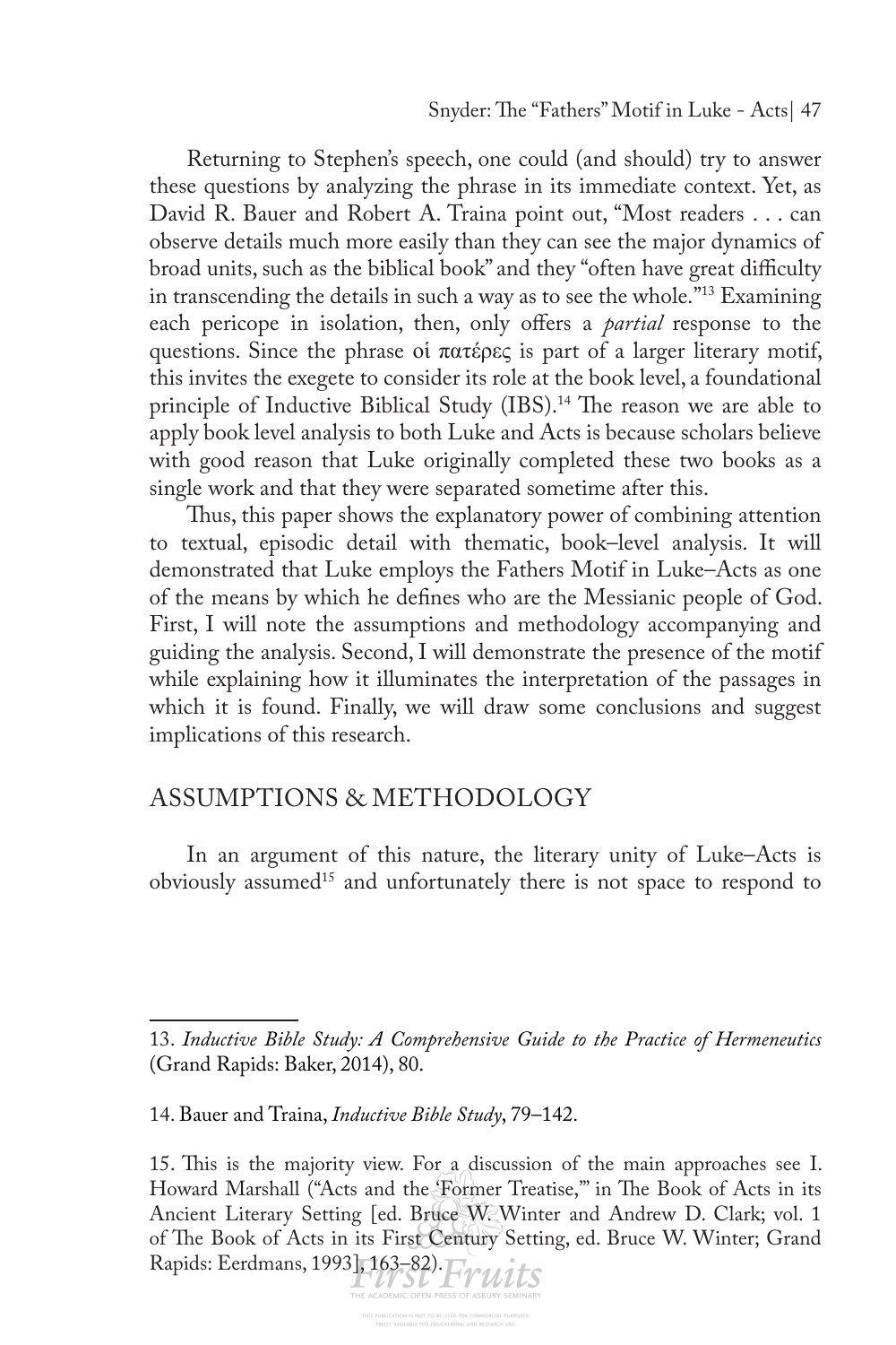Returning to Stephen's speech, one could (and should) try to answer these questions by analyzing the phrase in its immediate context. Yet, as David R. Bauer and Robert A. Traina point out, "Most readers . . . can observe details much more easily than they can see the major dynamics of broad units, such as the biblical book" and they "often have great difficulty in transcending the details in such a way as to see the whole."[13] Examining each pericope in isolation, then, only offers a *partial* response to the questions. Since the phrase οἱ πατέρες is part of a larger literary motif, this invites the exegete to consider its role at the book level, a foundational principle of Inductive Biblical Study (IBS).[14] The reason we are able to apply book level analysis to both Luke and Acts is because scholars believe with good reason that Luke originally completed these two books as a single work and that they were separated sometime after this.

Thus, this paper shows the explanatory power of combining attention to textual, episodic detail with thematic, book–level analysis. It will demonstrated that Luke employs the Fathers Motif in Luke–Acts as one of the means by which he defines who are the Messianic people of God. First, I will note the assumptions and methodology accompanying and guiding the analysis. Second, I will demonstrate the presence of the motif while explaining how it illuminates the interpretation of the passages in which it is found. Finally, we will draw some conclusions and suggest implications of this research.

## ASSUMPTIONS & METHODOLOGY

In an argument of this nature, the literary unity of Luke–Acts is obviously assumed[15] and unfortunately there is not space to respond to

---

13. *Inductive Bible Study: A Comprehensive Guide to the Practice of Hermeneutics* (Grand Rapids: Baker, 2014), 80.

14. Bauer and Traina, *Inductive Bible Study*, 79–142.

15. This is the majority view. For a discussion of the main approaches see I. Howard Marshall ("Acts and the 'Former Treatise,'" in The Book of Acts in its Ancient Literary Setting [ed. Bruce W. Winter and Andrew D. Clark; vol. 1 of The Book of Acts in its First Century Setting, ed. Bruce W. Winter; Grand Rapids: Eerdmans, 1993], 163–82).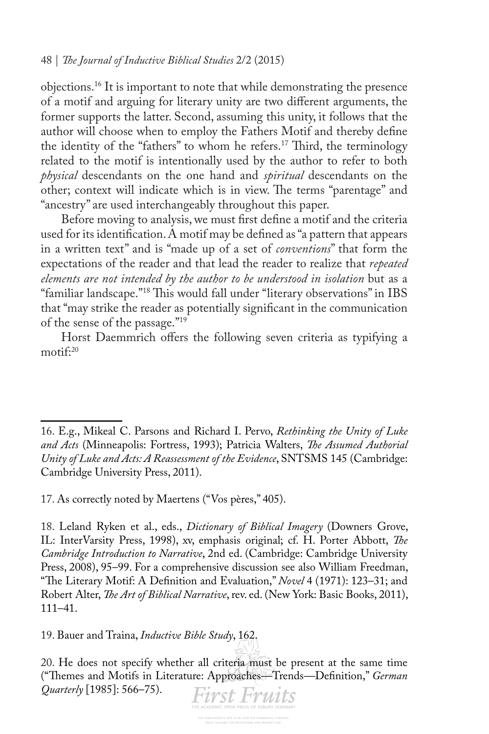objections.[16] It is important to note that while demonstrating the presence of a motif and arguing for literary unity are two different arguments, the former supports the latter. Second, assuming this unity, it follows that the author will choose when to employ the Fathers Motif and thereby define the identity of the "fathers" to whom he refers.[17] Third, the terminology related to the motif is intentionally used by the author to refer to both *physical* descendants on the one hand and *spiritual* descendants on the other; context will indicate which is in view. The terms "parentage" and "ancestry" are used interchangeably throughout this paper.

Before moving to analysis, we must first define a motif and the criteria used for its identification. A motif may be defined as "a pattern that appears in a written text" and is "made up of a set of *conventions*" that form the expectations of the reader and that lead the reader to realize that *repeated elements are not intended by the author to be understood in isolation* but as a "familiar landscape."[18] This would fall under "literary observations" in IBS that "may strike the reader as potentially significant in the communication of the sense of the passage."[19]

Horst Daemmrich offers the following seven criteria as typifying a motif:[20]

---

16. E.g., Mikeal C. Parsons and Richard I. Pervo, *Rethinking the Unity of Luke and Acts* (Minneapolis: Fortress, 1993); Patricia Walters, *The Assumed Authorial Unity of Luke and Acts: A Reassessment of the Evidence*, SNTSMS 145 (Cambridge: Cambridge University Press, 2011).

17. As correctly noted by Maertens ("Vos pères," 405).

18. Leland Ryken et al., eds., *Dictionary of Biblical Imagery* (Downers Grove, IL: InterVarsity Press, 1998), xv, emphasis original; cf. H. Porter Abbott, *The Cambridge Introduction to Narrative*, 2nd ed. (Cambridge: Cambridge University Press, 2008), 95–99. For a comprehensive discussion see also William Freedman, "The Literary Motif: A Definition and Evaluation," *Novel* 4 (1971): 123–31; and Robert Alter, *The Art of Biblical Narrative*, rev. ed. (New York: Basic Books, 2011), 111–41.

19. Bauer and Traina, *Inductive Bible Study*, 162.

20. He does not specify whether all criteria must be present at the same time ("Themes and Motifs in Literature: Approaches—Trends—Definition," *German Quarterly* [1985]: 566–75).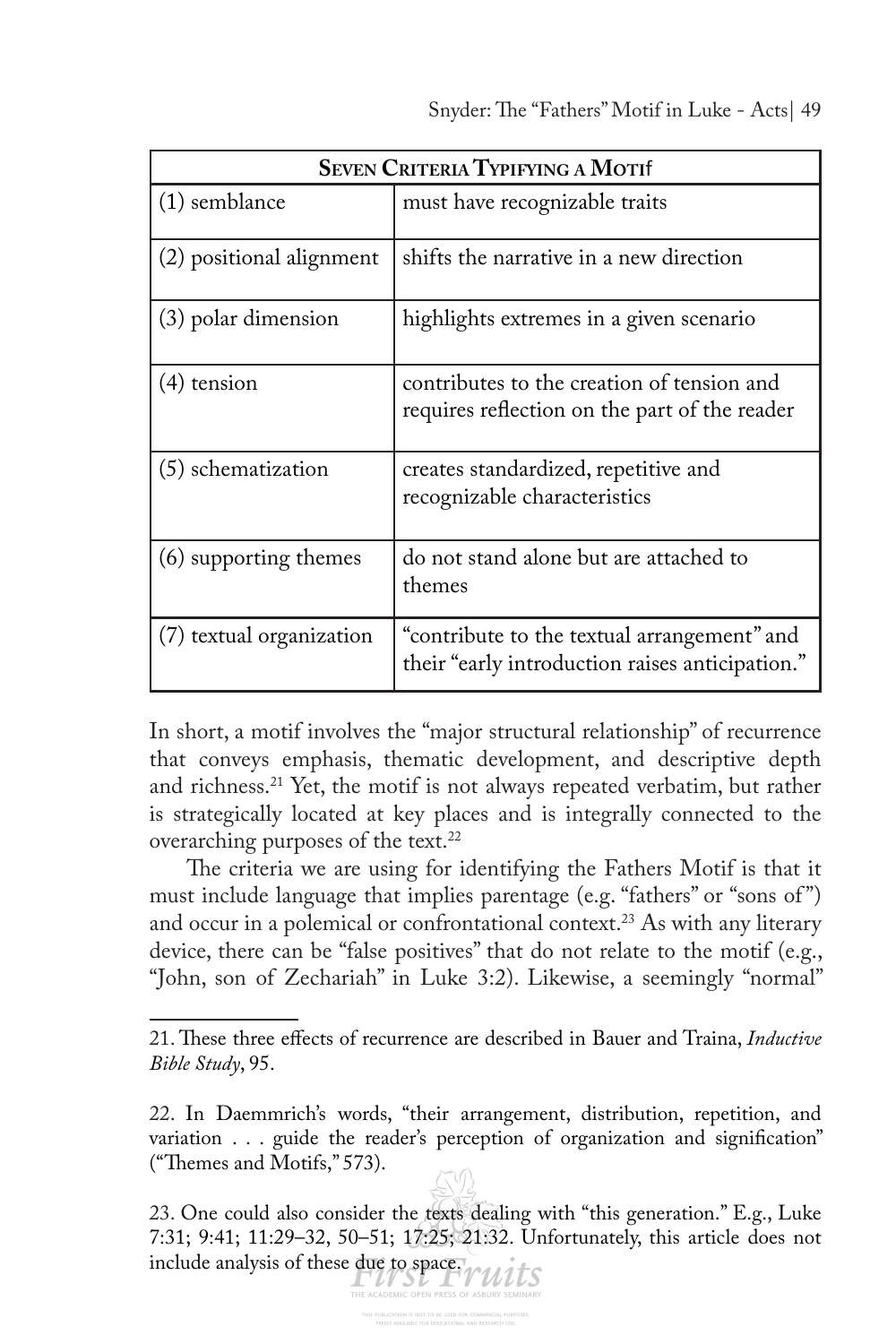| **Seven Criteria Typifying a Motif** | |
|---|---|
| (1) semblance | must have recognizable traits |
| (2) positional alignment | shifts the narrative in a new direction |
| (3) polar dimension | highlights extremes in a given scenario |
| (4) tension | contributes to the creation of tension and requires reflection on the part of the reader |
| (5) schematization | creates standardized, repetitive and recognizable characteristics |
| (6) supporting themes | do not stand alone but are attached to themes |
| (7) textual organization | "contribute to the textual arrangement" and their "early introduction raises anticipation." |

In short, a motif involves the "major structural relationship" of recurrence that conveys emphasis, thematic development, and descriptive depth and richness.[21] Yet, the motif is not always repeated verbatim, but rather is strategically located at key places and is integrally connected to the overarching purposes of the text.[22]

The criteria we are using for identifying the Fathers Motif is that it must include language that implies parentage (e.g. "fathers" or "sons of") and occur in a polemical or confrontational context.[23] As with any literary device, there can be "false positives" that do not relate to the motif (e.g., "John, son of Zechariah" in Luke 3:2). Likewise, a seemingly "normal"

---

21. These three effects of recurrence are described in Bauer and Traina, *Inductive Bible Study*, 95.

22. In Daemmrich's words, "their arrangement, distribution, repetition, and variation . . . guide the reader's perception of organization and signification" ("Themes and Motifs," 573).

23. One could also consider the texts dealing with "this generation." E.g., Luke 7:31; 9:41; 11:29–32, 50–51; 17:25; 21:32. Unfortunately, this article does not include analysis of these due to space.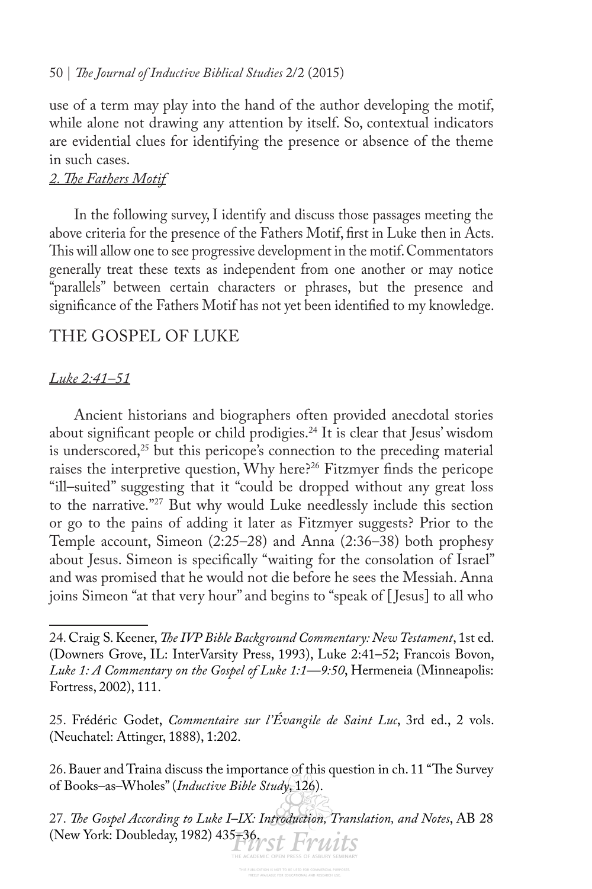use of a term may play into the hand of the author developing the motif, while alone not drawing any attention by itself. So, contextual indicators are evidential clues for identifying the presence or absence of the theme in such cases.

### *2. The Fathers Motif*

In the following survey, I identify and discuss those passages meeting the above criteria for the presence of the Fathers Motif, first in Luke then in Acts. This will allow one to see progressive development in the motif. Commentators generally treat these texts as independent from one another or may notice "parallels" between certain characters or phrases, but the presence and significance of the Fathers Motif has not yet been identified to my knowledge.

## THE GOSPEL OF LUKE

### *Luke 2:41–51*

Ancient historians and biographers often provided anecdotal stories about significant people or child prodigies.[24] It is clear that Jesus' wisdom is underscored,[25] but this pericope's connection to the preceding material raises the interpretive question, Why here?[26] Fitzmyer finds the pericope "ill–suited" suggesting that it "could be dropped without any great loss to the narrative."[27] But why would Luke needlessly include this section or go to the pains of adding it later as Fitzmyer suggests? Prior to the Temple account, Simeon (2:25–28) and Anna (2:36–38) both prophesy about Jesus. Simeon is specifically "waiting for the consolation of Israel" and was promised that he would not die before he sees the Messiah. Anna joins Simeon "at that very hour" and begins to "speak of [Jesus] to all who

---

24. Craig S. Keener, *The IVP Bible Background Commentary: New Testament*, 1st ed. (Downers Grove, IL: InterVarsity Press, 1993), Luke 2:41–52; Francois Bovon, *Luke 1: A Commentary on the Gospel of Luke 1:1—9:50*, Hermeneia (Minneapolis: Fortress, 2002), 111.

25. Frédéric Godet, *Commentaire sur l'Évangile de Saint Luc*, 3rd ed., 2 vols. (Neuchatel: Attinger, 1888), 1:202.

26. Bauer and Traina discuss the importance of this question in ch. 11 "The Survey of Books–as–Wholes" (*Inductive Bible Study*, 126).

27. *The Gospel According to Luke I–IX: Introduction, Translation, and Notes*, AB 28 (New York: Doubleday, 1982) 435–36.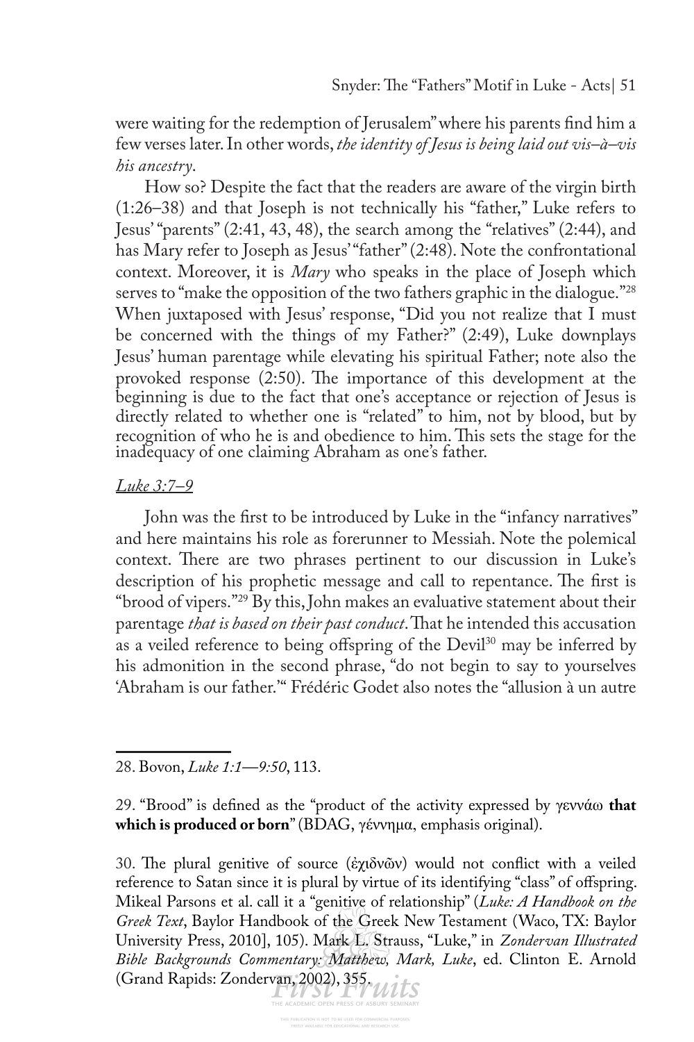were waiting for the redemption of Jerusalem" where his parents find him a few verses later. In other words, *the identity of Jesus is being laid out vis–à–vis his ancestry*.

How so? Despite the fact that the readers are aware of the virgin birth (1:26–38) and that Joseph is not technically his "father," Luke refers to Jesus' "parents" (2:41, 43, 48), the search among the "relatives" (2:44), and has Mary refer to Joseph as Jesus' "father" (2:48). Note the confrontational context. Moreover, it is *Mary* who speaks in the place of Joseph which serves to "make the opposition of the two fathers graphic in the dialogue."[28] When juxtaposed with Jesus' response, "Did you not realize that I must be concerned with the things of my Father?" (2:49), Luke downplays Jesus' human parentage while elevating his spiritual Father; note also the provoked response (2:50). The importance of this development at the beginning is due to the fact that one's acceptance or rejection of Jesus is directly related to whether one is "related" to him, not by blood, but by recognition of who he is and obedience to him. This sets the stage for the inadequacy of one claiming Abraham as one's father.

<u>*Luke 3:7–9*</u>

John was the first to be introduced by Luke in the "infancy narratives" and here maintains his role as forerunner to Messiah. Note the polemical context. There are two phrases pertinent to our discussion in Luke's description of his prophetic message and call to repentance. The first is "brood of vipers."[29] By this, John makes an evaluative statement about their parentage *that is based on their past conduct*. That he intended this accusation as a veiled reference to being offspring of the Devil[30] may be inferred by his admonition in the second phrase, "do not begin to say to yourselves 'Abraham is our father.'" Frédéric Godet also notes the "allusion à un autre

---

28. Bovon, *Luke 1:1—9:50*, 113.

29. "Brood" is defined as the "product of the activity expressed by γεννάω **that which is produced or born**" (BDAG, γέννημα, emphasis original).

30. The plural genitive of source (ἐχιδνῶν) would not conflict with a veiled reference to Satan since it is plural by virtue of its identifying "class" of offspring. Mikeal Parsons et al. call it a "genitive of relationship" (*Luke: A Handbook on the Greek Text*, Baylor Handbook of the Greek New Testament (Waco, TX: Baylor University Press, 2010], 105). Mark L. Strauss, "Luke," in *Zondervan Illustrated Bible Backgrounds Commentary: Matthew, Mark, Luke*, ed. Clinton E. Arnold (Grand Rapids: Zondervan, 2002), 355.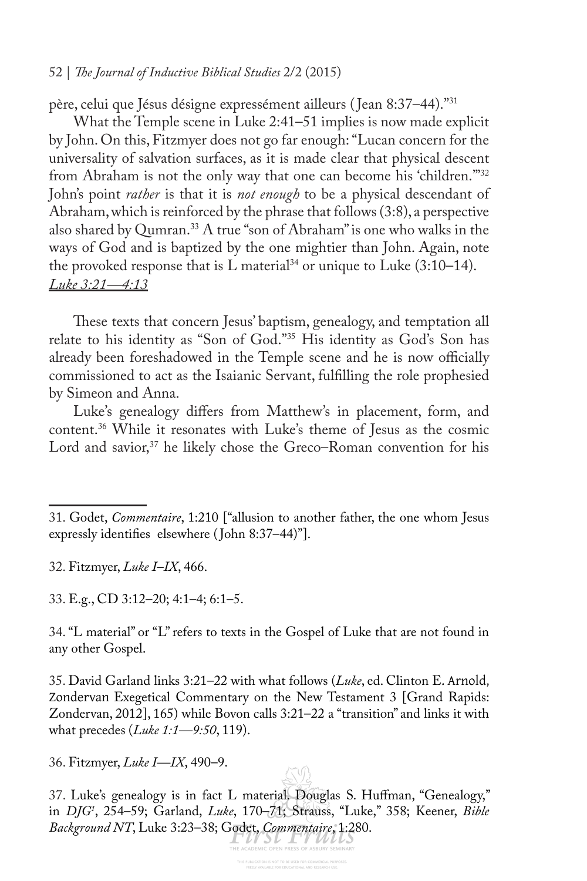père, celui que Jésus désigne expressément ailleurs (Jean 8:37–44)."[31]

What the Temple scene in Luke 2:41–51 implies is now made explicit by John. On this, Fitzmyer does not go far enough: "Lucan concern for the universality of salvation surfaces, as it is made clear that physical descent from Abraham is not the only way that one can become his 'children.'"[32] John's point *rather* is that it is *not enough* to be a physical descendant of Abraham, which is reinforced by the phrase that follows (3:8), a perspective also shared by Qumran.[33] A true "son of Abraham" is one who walks in the ways of God and is baptized by the one mightier than John. Again, note the provoked response that is L material[34] or unique to Luke (3:10–14).

<u>*Luke 3:21—4:13*</u>

These texts that concern Jesus' baptism, genealogy, and temptation all relate to his identity as "Son of God."[35] His identity as God's Son has already been foreshadowed in the Temple scene and he is now officially commissioned to act as the Isaianic Servant, fulfilling the role prophesied by Simeon and Anna.

Luke's genealogy differs from Matthew's in placement, form, and content.[36] While it resonates with Luke's theme of Jesus as the cosmic Lord and savior,[37] he likely chose the Greco–Roman convention for his

---

31. Godet, *Commentaire*, 1:210 ["allusion to another father, the one whom Jesus expressly identifies elsewhere (John 8:37–44)"].

32. Fitzmyer, *Luke I–IX*, 466.

33. E.g., CD 3:12–20; 4:1–4; 6:1–5.

34. "L material" or "L" refers to texts in the Gospel of Luke that are not found in any other Gospel.

35. David Garland links 3:21–22 with what follows (*Luke*, ed. Clinton E. Arnold, Zondervan Exegetical Commentary on the New Testament 3 [Grand Rapids: Zondervan, 2012], 165) while Bovon calls 3:21–22 a "transition" and links it with what precedes (*Luke 1:1—9:50*, 119).

36. Fitzmyer, *Luke I—IX*, 490–9.

37. Luke's genealogy is in fact L material. Douglas S. Huffman, "Genealogy," in *DJG[1]*, 254–59; Garland, *Luke*, 170–71; Strauss, "Luke," 358; Keener, *Bible Background NT*, Luke 3:23–38; Godet, *Commentaire*, 1:280.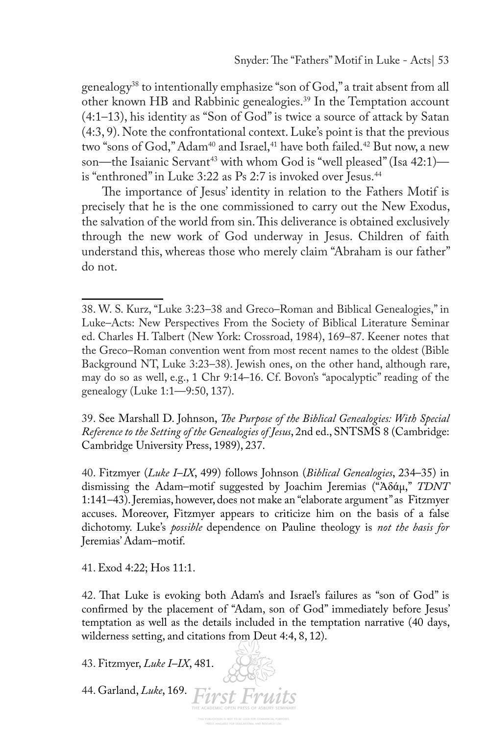genealogy[38] to intentionally emphasize "son of God," a trait absent from all other known HB and Rabbinic genealogies.[39] In the Temptation account (4:1–13), his identity as "Son of God" is twice a source of attack by Satan (4:3, 9). Note the confrontational context. Luke's point is that the previous two "sons of God," Adam[40] and Israel,[41] have both failed.[42] But now, a new son—the Isaianic Servant[43] with whom God is "well pleased" (Isa 42:1)—is "enthroned" in Luke 3:22 as Ps 2:7 is invoked over Jesus.[44]

The importance of Jesus' identity in relation to the Fathers Motif is precisely that he is the one commissioned to carry out the New Exodus, the salvation of the world from sin. This deliverance is obtained exclusively through the new work of God underway in Jesus. Children of faith understand this, whereas those who merely claim "Abraham is our father" do not.

---

38. W. S. Kurz, "Luke 3:23–38 and Greco–Roman and Biblical Genealogies," in Luke–Acts: New Perspectives From the Society of Biblical Literature Seminar ed. Charles H. Talbert (New York: Crossroad, 1984), 169–87. Keener notes that the Greco–Roman convention went from most recent names to the oldest (Bible Background NT, Luke 3:23–38). Jewish ones, on the other hand, although rare, may do so as well, e.g., 1 Chr 9:14–16. Cf. Bovon's "apocalyptic" reading of the genealogy (Luke 1:1—9:50, 137).

39. See Marshall D. Johnson, *The Purpose of the Biblical Genealogies: With Special Reference to the Setting of the Genealogies of Jesus*, 2nd ed., SNTSMS 8 (Cambridge: Cambridge University Press, 1989), 237.

40. Fitzmyer (*Luke I–IX*, 499) follows Johnson (*Biblical Genealogies*, 234–35) in dismissing the Adam–motif suggested by Joachim Jeremias ("Ἀδάμ," *TDNT* 1:141–43). Jeremias, however, does not make an "elaborate argument" as Fitzmyer accuses. Moreover, Fitzmyer appears to criticize him on the basis of a false dichotomy. Luke's *possible* dependence on Pauline theology is *not the basis for* Jeremias' Adam–motif.

41. Exod 4:22; Hos 11:1.

42. That Luke is evoking both Adam's and Israel's failures as "son of God" is confirmed by the placement of "Adam, son of God" immediately before Jesus' temptation as well as the details included in the temptation narrative (40 days, wilderness setting, and citations from Deut 4:4, 8, 12).

43. Fitzmyer, *Luke I–IX*, 481.

44. Garland, *Luke*, 169.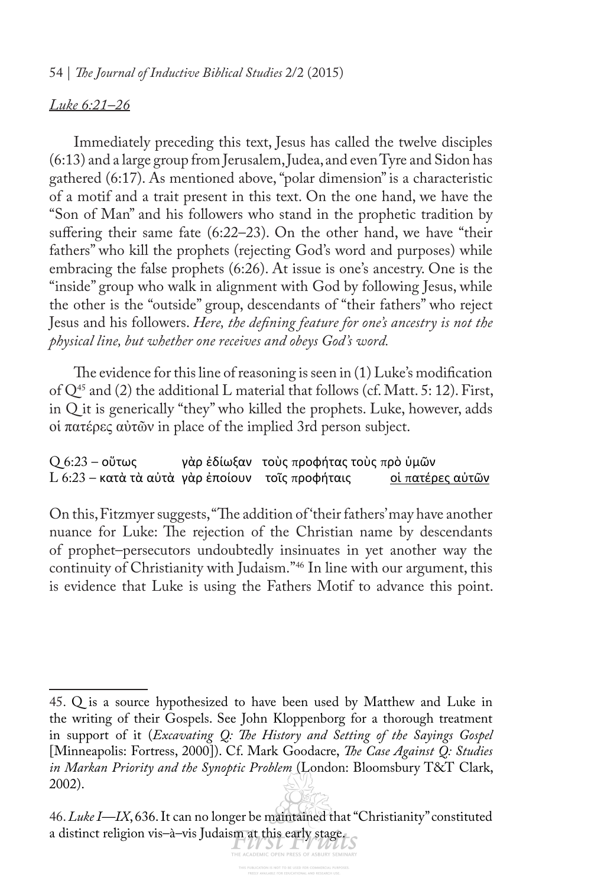*Luke 6:21–26*

Immediately preceding this text, Jesus has called the twelve disciples (6:13) and a large group from Jerusalem, Judea, and even Tyre and Sidon has gathered (6:17). As mentioned above, "polar dimension" is a characteristic of a motif and a trait present in this text. On the one hand, we have the "Son of Man" and his followers who stand in the prophetic tradition by suffering their same fate (6:22–23). On the other hand, we have "their fathers" who kill the prophets (rejecting God's word and purposes) while embracing the false prophets (6:26). At issue is one's ancestry. One is the "inside" group who walk in alignment with God by following Jesus, while the other is the "outside" group, descendants of "their fathers" who reject Jesus and his followers. *Here, the defining feature for one's ancestry is not the physical line, but whether one receives and obeys God's word.*

The evidence for this line of reasoning is seen in (1) Luke's modification of Q[45] and (2) the additional L material that follows (cf. Matt. 5: 12). First, in Q it is generically "they" who killed the prophets. Luke, however, adds οἱ πατέρες αὐτῶν in place of the implied 3rd person subject.

| | | | | |
|---|---|---|---|---|
| Q 6:23 – οὕτως | γὰρ ἐδίωξαν | τοὺς προφήτας τοὺς πρὸ ὑμῶν | | |
| L 6:23 – κατὰ τὰ αὐτὰ | γὰρ ἐποίουν | τοῖς προφήταις | | <u>οἱ πατέρες αὐτῶν</u> |

On this, Fitzmyer suggests, "The addition of 'their fathers' may have another nuance for Luke: The rejection of the Christian name by descendants of prophet–persecutors undoubtedly insinuates in yet another way the continuity of Christianity with Judaism."[46] In line with our argument, this is evidence that Luke is using the Fathers Motif to advance this point.

---

45. Q is a source hypothesized to have been used by Matthew and Luke in the writing of their Gospels. See John Kloppenborg for a thorough treatment in support of it (*Excavating Q: The History and Setting of the Sayings Gospel* [Minneapolis: Fortress, 2000]). Cf. Mark Goodacre, *The Case Against Q: Studies in Markan Priority and the Synoptic Problem* (London: Bloomsbury T&T Clark, 2002).

46. *Luke I—IX*, 636. It can no longer be maintained that "Christianity" constituted a distinct religion vis–à–vis Judaism at this early stage.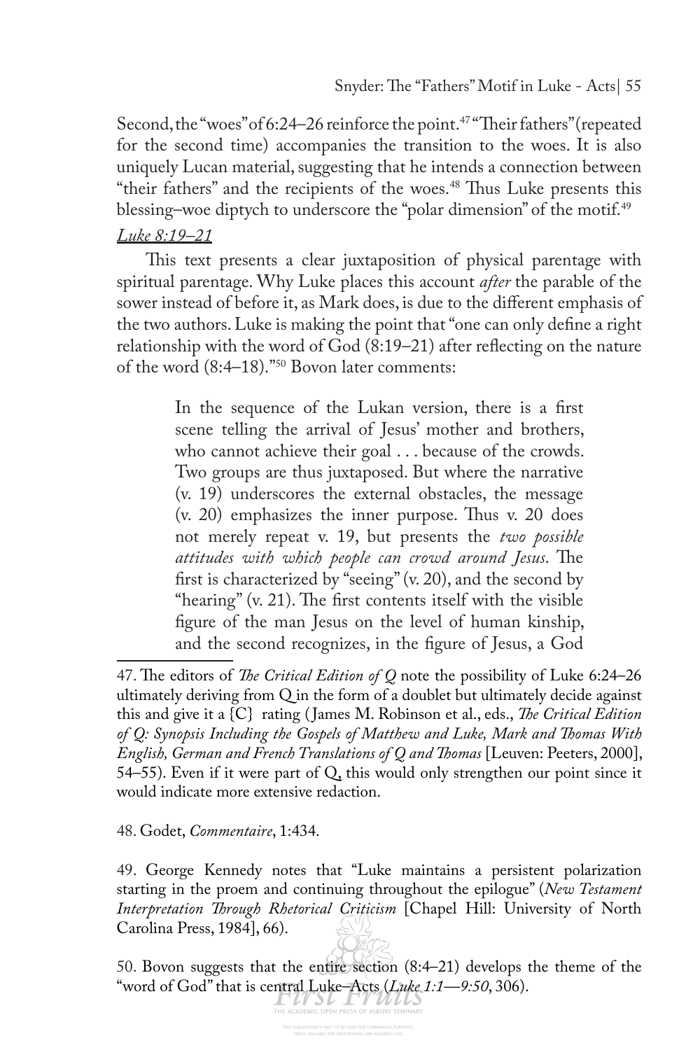Second, the "woes" of 6:24–26 reinforce the point.[47] "Their fathers" (repeated for the second time) accompanies the transition to the woes. It is also uniquely Lucan material, suggesting that he intends a connection between "their fathers" and the recipients of the woes.[48] Thus Luke presents this blessing–woe diptych to underscore the "polar dimension" of the motif.[49]

### *Luke 8:19–21*

This text presents a clear juxtaposition of physical parentage with spiritual parentage. Why Luke places this account *after* the parable of the sower instead of before it, as Mark does, is due to the different emphasis of the two authors. Luke is making the point that "one can only define a right relationship with the word of God (8:19–21) after reflecting on the nature of the word (8:4–18)."[50] Bovon later comments:

> In the sequence of the Lukan version, there is a first scene telling the arrival of Jesus' mother and brothers, who cannot achieve their goal . . . because of the crowds. Two groups are thus juxtaposed. But where the narrative (v. 19) underscores the external obstacles, the message (v. 20) emphasizes the inner purpose. Thus v. 20 does not merely repeat v. 19, but presents the *two possible attitudes with which people can crowd around Jesus*. The first is characterized by "seeing" (v. 20), and the second by "hearing" (v. 21). The first contents itself with the visible figure of the man Jesus on the level of human kinship, and the second recognizes, in the figure of Jesus, a God

---

47. The editors of *The Critical Edition of Q* note the possibility of Luke 6:24–26 ultimately deriving from Q in the form of a doublet but ultimately decide against this and give it a {C} rating (James M. Robinson et al., eds., *The Critical Edition of Q: Synopsis Including the Gospels of Matthew and Luke, Mark and Thomas With English, German and French Translations of Q and Thomas* [Leuven: Peeters, 2000], 54–55). Even if it were part of Q, this would only strengthen our point since it would indicate more extensive redaction.

48. Godet, *Commentaire*, 1:434.

49. George Kennedy notes that "Luke maintains a persistent polarization starting in the proem and continuing throughout the epilogue" (*New Testament Interpretation Through Rhetorical Criticism* [Chapel Hill: University of North Carolina Press, 1984], 66).

50. Bovon suggests that the entire section (8:4–21) develops the theme of the "word of God" that is central Luke–Acts (*Luke 1:1—9:50*, 306).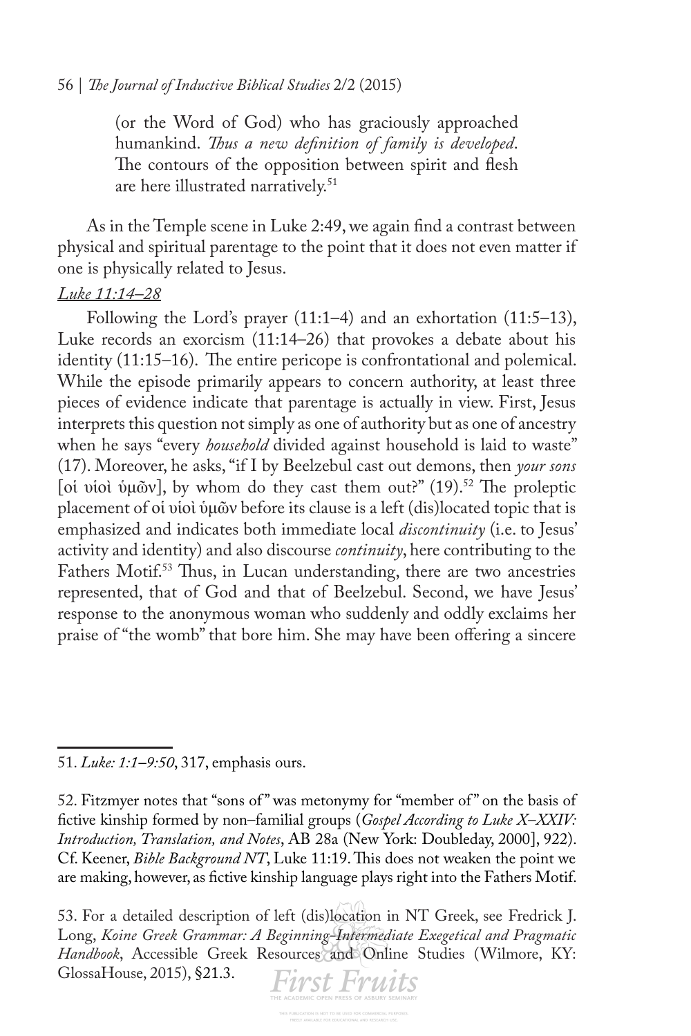(or the Word of God) who has graciously approached humankind. *Thus a new definition of family is developed*. The contours of the opposition between spirit and flesh are here illustrated narratively.[51]

As in the Temple scene in Luke 2:49, we again find a contrast between physical and spiritual parentage to the point that it does not even matter if one is physically related to Jesus.

*Luke 11:14–28*

Following the Lord's prayer (11:1–4) and an exhortation (11:5–13), Luke records an exorcism (11:14–26) that provokes a debate about his identity (11:15–16). The entire pericope is confrontational and polemical. While the episode primarily appears to concern authority, at least three pieces of evidence indicate that parentage is actually in view. First, Jesus interprets this question not simply as one of authority but as one of ancestry when he says "every *household* divided against household is laid to waste" (17). Moreover, he asks, "if I by Beelzebul cast out demons, then *your sons* [οἱ υἱοὶ ὑμῶν], by whom do they cast them out?" (19).[52] The proleptic placement of οἱ υἱοὶ ὑμῶν before its clause is a left (dis)located topic that is emphasized and indicates both immediate local *discontinuity* (i.e. to Jesus' activity and identity) and also discourse *continuity*, here contributing to the Fathers Motif.[53] Thus, in Lucan understanding, there are two ancestries represented, that of God and that of Beelzebul. Second, we have Jesus' response to the anonymous woman who suddenly and oddly exclaims her praise of "the womb" that bore him. She may have been offering a sincere

---

51. *Luke: 1:1–9:50*, 317, emphasis ours.

52. Fitzmyer notes that "sons of" was metonymy for "member of" on the basis of fictive kinship formed by non–familial groups (*Gospel According to Luke X–XXIV: Introduction, Translation, and Notes*, AB 28a (New York: Doubleday, 2000], 922). Cf. Keener, *Bible Background NT*, Luke 11:19. This does not weaken the point we are making, however, as fictive kinship language plays right into the Fathers Motif.

53. For a detailed description of left (dis)location in NT Greek, see Fredrick J. Long, *Koine Greek Grammar: A Beginning–Intermediate Exegetical and Pragmatic Handbook*, Accessible Greek Resources and Online Studies (Wilmore, KY: GlossaHouse, 2015), §21.3.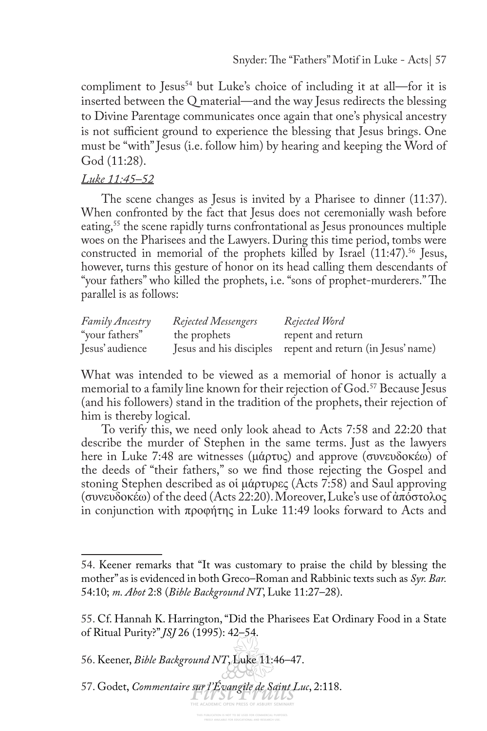compliment to Jesus[54] but Luke's choice of including it at all—for it is inserted between the Q material—and the way Jesus redirects the blessing to Divine Parentage communicates once again that one's physical ancestry is not sufficient ground to experience the blessing that Jesus brings. One must be "with" Jesus (i.e. follow him) by hearing and keeping the Word of God (11:28).

*Luke 11:45–52*

The scene changes as Jesus is invited by a Pharisee to dinner (11:37). When confronted by the fact that Jesus does not ceremonially wash before eating,[55] the scene rapidly turns confrontational as Jesus pronounces multiple woes on the Pharisees and the Lawyers. During this time period, tombs were constructed in memorial of the prophets killed by Israel (11:47).[56] Jesus, however, turns this gesture of honor on its head calling them descendants of "your fathers" who killed the prophets, i.e. "sons of prophet-murderers." The parallel is as follows:

| *Family Ancestry* | *Rejected Messengers* | *Rejected Word* |
|---|---|---|
| "your fathers" | the prophets | repent and return |
| Jesus' audience | Jesus and his disciples | repent and return (in Jesus' name) |

What was intended to be viewed as a memorial of honor is actually a memorial to a family line known for their rejection of God.[57] Because Jesus (and his followers) stand in the tradition of the prophets, their rejection of him is thereby logical.

To verify this, we need only look ahead to Acts 7:58 and 22:20 that describe the murder of Stephen in the same terms. Just as the lawyers here in Luke 7:48 are witnesses (μάρτυς) and approve (συνευδοκέω) of the deeds of "their fathers," so we find those rejecting the Gospel and stoning Stephen described as οἱ μάρτυρες (Acts 7:58) and Saul approving (συνευδοκέω) of the deed (Acts 22:20). Moreover, Luke's use of ἀπόστολος in conjunction with προφήτης in Luke 11:49 looks forward to Acts and

---

54. Keener remarks that "It was customary to praise the child by blessing the mother" as is evidenced in both Greco–Roman and Rabbinic texts such as *Syr. Bar.* 54:10; *m. Abot* 2:8 (*Bible Background NT*, Luke 11:27–28).

55. Cf. Hannah K. Harrington, "Did the Pharisees Eat Ordinary Food in a State of Ritual Purity?" *JSJ* 26 (1995): 42–54.

56. Keener, *Bible Background NT*, Luke 11:46–47.

57. Godet, *Commentaire sur l'Évangile de Saint Luc*, 2:118.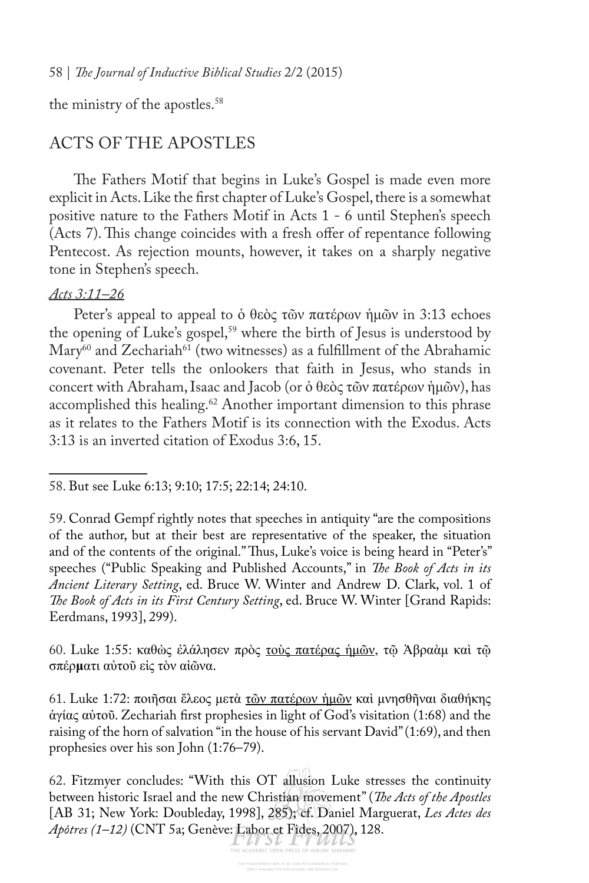the ministry of the apostles.[58]

## ACTS OF THE APOSTLES

The Fathers Motif that begins in Luke's Gospel is made even more explicit in Acts. Like the first chapter of Luke's Gospel, there is a somewhat positive nature to the Fathers Motif in Acts 1 - 6 until Stephen's speech (Acts 7). This change coincides with a fresh offer of repentance following Pentecost. As rejection mounts, however, it takes on a sharply negative tone in Stephen's speech.

### *Acts 3:11–26*

Peter's appeal to appeal to ὁ θεὸς τῶν πατέρων ἡμῶν in 3:13 echoes the opening of Luke's gospel,[59] where the birth of Jesus is understood by Mary[60] and Zechariah[61] (two witnesses) as a fulfillment of the Abrahamic covenant. Peter tells the onlookers that faith in Jesus, who stands in concert with Abraham, Isaac and Jacob (or ὁ θεὸς τῶν πατέρων ἡμῶν), has accomplished this healing.[62] Another important dimension to this phrase as it relates to the Fathers Motif is its connection with the Exodus. Acts 3:13 is an inverted citation of Exodus 3:6, 15.

---

58. But see Luke 6:13; 9:10; 17:5; 22:14; 24:10.

59. Conrad Gempf rightly notes that speeches in antiquity "are the compositions of the author, but at their best are representative of the speaker, the situation and of the contents of the original." Thus, Luke's voice is being heard in "Peter's" speeches ("Public Speaking and Published Accounts," in *The Book of Acts in its Ancient Literary Setting*, ed. Bruce W. Winter and Andrew D. Clark, vol. 1 of *The Book of Acts in its First Century Setting*, ed. Bruce W. Winter [Grand Rapids: Eerdmans, 1993], 299).

60. Luke 1:55: καθὼς ἐλάλησεν πρὸς <u>τοὺς πατέρας ἡμῶν</u>, τῷ Ἀβραὰμ καὶ τῷ σπέρματι αὐτοῦ εἰς τὸν αἰῶνα.

61. Luke 1:72: ποιῆσαι ἔλεος μετὰ <u>τῶν πατέρων ἡμῶν</u> καὶ μνησθῆναι διαθήκης ἁγίας αὐτοῦ. Zechariah first prophesies in light of God's visitation (1:68) and the raising of the horn of salvation "in the house of his servant David" (1:69), and then prophesies over his son John (1:76–79).

62. Fitzmyer concludes: "With this OT allusion Luke stresses the continuity between historic Israel and the new Christian movement" (*The Acts of the Apostles* [AB 31; New York: Doubleday, 1998], 285); cf. Daniel Marguerat, *Les Actes des Apôtres (1–12)* (CNT 5a; Genève: Labor et Fides, 2007), 128.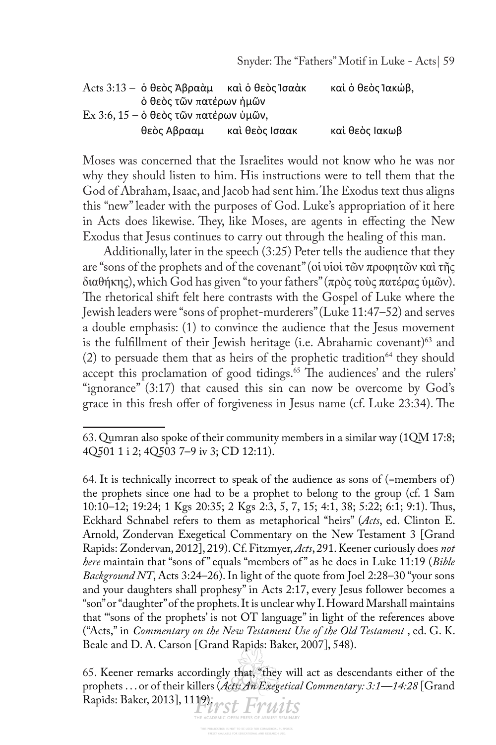Acts 3:13 – ὁ θεὸς Ἀβραὰμ καὶ ὁ θεὸς Ἰσαὰκ καὶ ὁ θεὸς Ἰακώβ, ὁ θεὸς τῶν πατέρων ἡμῶν

Ex 3:6, 15 – ὁ θεὸς τῶν πατέρων ὑμῶν, θεὸς Αβρααμ καὶ θεὸς Ισαακ καὶ θεὸς Ιακωβ

Moses was concerned that the Israelites would not know who he was nor why they should listen to him. His instructions were to tell them that the God of Abraham, Isaac, and Jacob had sent him. The Exodus text thus aligns this "new" leader with the purposes of God. Luke's appropriation of it here in Acts does likewise. They, like Moses, are agents in effecting the New Exodus that Jesus continues to carry out through the healing of this man.

Additionally, later in the speech (3:25) Peter tells the audience that they are "sons of the prophets and of the covenant" (οἱ υἱοὶ τῶν προφητῶν καὶ τῆς διαθήκης), which God has given "to your fathers" (πρὸς τοὺς πατέρας ὑμῶν). The rhetorical shift felt here contrasts with the Gospel of Luke where the Jewish leaders were "sons of prophet-murderers" (Luke 11:47–52) and serves a double emphasis: (1) to convince the audience that the Jesus movement is the fulfillment of their Jewish heritage (i.e. Abrahamic covenant)[63] and (2) to persuade them that as heirs of the prophetic tradition[64] they should accept this proclamation of good tidings.[65] The audiences' and the rulers' "ignorance" (3:17) that caused this sin can now be overcome by God's grace in this fresh offer of forgiveness in Jesus name (cf. Luke 23:34). The

---

63. Qumran also spoke of their community members in a similar way (1QM 17:8; 4Q501 1 i 2; 4Q503 7–9 iv 3; CD 12:11).

64. It is technically incorrect to speak of the audience as sons of (=members of) the prophets since one had to be a prophet to belong to the group (cf. 1 Sam 10:10–12; 19:24; 1 Kgs 20:35; 2 Kgs 2:3, 5, 7, 15; 4:1, 38; 5:22; 6:1; 9:1). Thus, Eckhard Schnabel refers to them as metaphorical "heirs" (*Acts*, ed. Clinton E. Arnold, Zondervan Exegetical Commentary on the New Testament 3 [Grand Rapids: Zondervan, 2012], 219). Cf. Fitzmyer, *Acts*, 291. Keener curiously does *not here* maintain that "sons of" equals "members of" as he does in Luke 11:19 (*Bible Background NT*, Acts 3:24–26). In light of the quote from Joel 2:28–30 "your sons and your daughters shall prophesy" in Acts 2:17, every Jesus follower becomes a "son" or "daughter" of the prophets. It is unclear why I. Howard Marshall maintains that "'sons of the prophets' is not OT language" in light of the references above ("Acts," in *Commentary on the New Testament Use of the Old Testament* , ed. G. K. Beale and D. A. Carson [Grand Rapids: Baker, 2007], 548).

65. Keener remarks accordingly that, "they will act as descendants either of the prophets . . . or of their killers (*Acts: An Exegetical Commentary: 3:1—14:28* [Grand Rapids: Baker, 2013], 1119).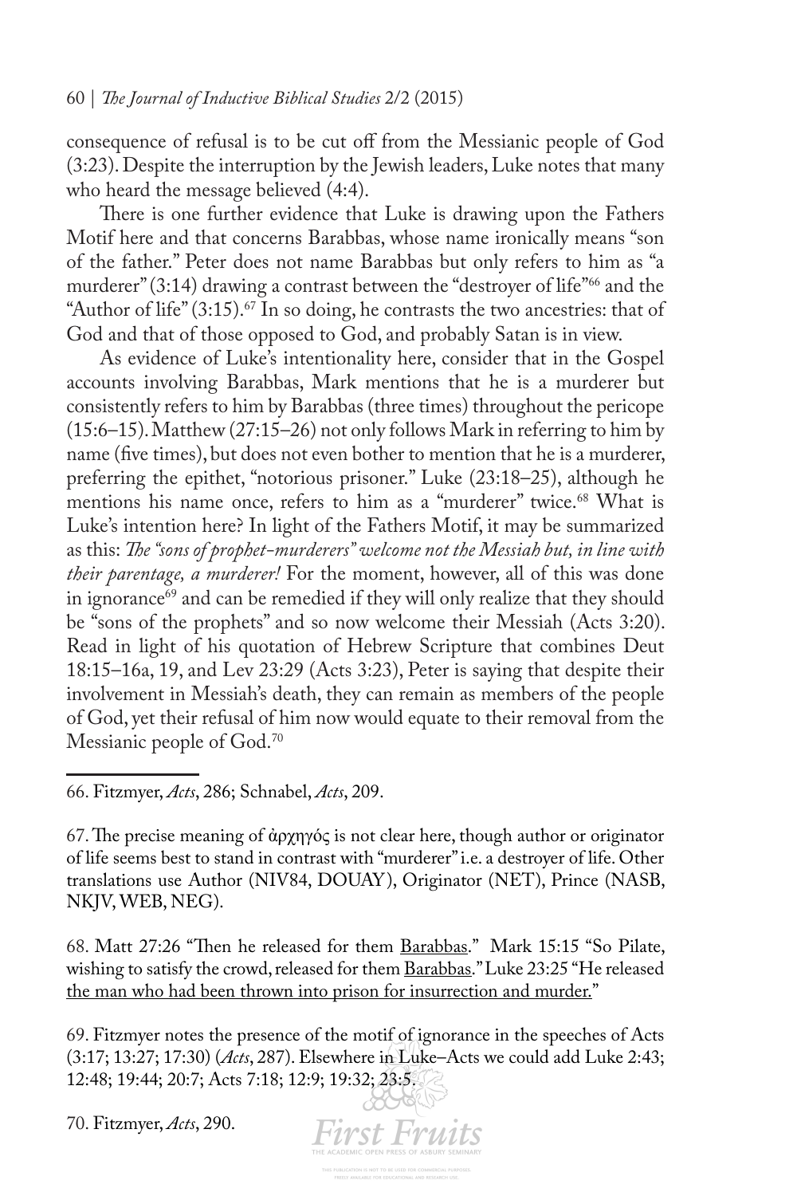consequence of refusal is to be cut off from the Messianic people of God (3:23). Despite the interruption by the Jewish leaders, Luke notes that many who heard the message believed (4:4).

There is one further evidence that Luke is drawing upon the Fathers Motif here and that concerns Barabbas, whose name ironically means "son of the father." Peter does not name Barabbas but only refers to him as "a murderer" (3:14) drawing a contrast between the "destroyer of life"[66] and the "Author of life" (3:15).[67] In so doing, he contrasts the two ancestries: that of God and that of those opposed to God, and probably Satan is in view.

As evidence of Luke's intentionality here, consider that in the Gospel accounts involving Barabbas, Mark mentions that he is a murderer but consistently refers to him by Barabbas (three times) throughout the pericope (15:6–15). Matthew (27:15–26) not only follows Mark in referring to him by name (five times), but does not even bother to mention that he is a murderer, preferring the epithet, "notorious prisoner." Luke (23:18–25), although he mentions his name once, refers to him as a "murderer" twice.[68] What is Luke's intention here? In light of the Fathers Motif, it may be summarized as this: *The "sons of prophet-murderers" welcome not the Messiah but, in line with their parentage, a murderer!* For the moment, however, all of this was done in ignorance[69] and can be remedied if they will only realize that they should be "sons of the prophets" and so now welcome their Messiah (Acts 3:20). Read in light of his quotation of Hebrew Scripture that combines Deut 18:15–16a, 19, and Lev 23:29 (Acts 3:23), Peter is saying that despite their involvement in Messiah's death, they can remain as members of the people of God, yet their refusal of him now would equate to their removal from the Messianic people of God.[70]

---

66. Fitzmyer, *Acts*, 286; Schnabel, *Acts*, 209.

67. The precise meaning of ἀρχηγός is not clear here, though author or originator of life seems best to stand in contrast with "murderer" i.e. a destroyer of life. Other translations use Author (NIV84, DOUAY), Originator (NET), Prince (NASB, NKJV, WEB, NEG).

68. Matt 27:26 "Then he released for them <u>Barabbas</u>." Mark 15:15 "So Pilate, wishing to satisfy the crowd, released for them <u>Barabbas</u>." Luke 23:25 "He released <u>the man who had been thrown into prison for insurrection and murder.</u>"

69. Fitzmyer notes the presence of the motif of ignorance in the speeches of Acts (3:17; 13:27; 17:30) (*Acts*, 287). Elsewhere in Luke–Acts we could add Luke 2:43; 12:48; 19:44; 20:7; Acts 7:18; 12:9; 19:32; 23:5.

70. Fitzmyer, *Acts*, 290.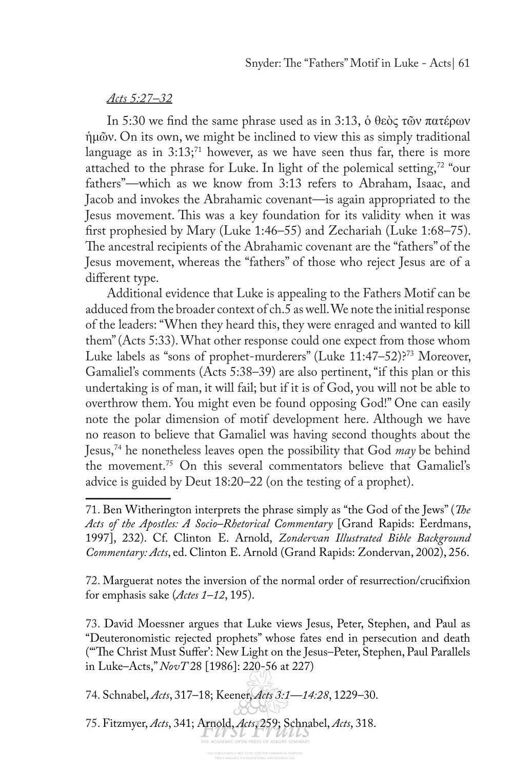*Acts 5:27–32*

In 5:30 we find the same phrase used as in 3:13, ὁ θεὸς τῶν πατέρων ἡμῶν. On its own, we might be inclined to view this as simply traditional language as in 3:13;[71] however, as we have seen thus far, there is more attached to the phrase for Luke. In light of the polemical setting,[72] "our fathers"—which as we know from 3:13 refers to Abraham, Isaac, and Jacob and invokes the Abrahamic covenant—is again appropriated to the Jesus movement. This was a key foundation for its validity when it was first prophesied by Mary (Luke 1:46–55) and Zechariah (Luke 1:68–75). The ancestral recipients of the Abrahamic covenant are the "fathers" of the Jesus movement, whereas the "fathers" of those who reject Jesus are of a different type.

Additional evidence that Luke is appealing to the Fathers Motif can be adduced from the broader context of ch.5 as well. We note the initial response of the leaders: "When they heard this, they were enraged and wanted to kill them" (Acts 5:33). What other response could one expect from those whom Luke labels as "sons of prophet-murderers" (Luke 11:47–52)?[73] Moreover, Gamaliel's comments (Acts 5:38–39) are also pertinent, "if this plan or this undertaking is of man, it will fail; but if it is of God, you will not be able to overthrow them. You might even be found opposing God!" One can easily note the polar dimension of motif development here. Although we have no reason to believe that Gamaliel was having second thoughts about the Jesus,[74] he nonetheless leaves open the possibility that God *may* be behind the movement.[75] On this several commentators believe that Gamaliel's advice is guided by Deut 18:20–22 (on the testing of a prophet).

---

71. Ben Witherington interprets the phrase simply as "the God of the Jews" (*The Acts of the Apostles: A Socio–Rhetorical Commentary* [Grand Rapids: Eerdmans, 1997], 232). Cf. Clinton E. Arnold, *Zondervan Illustrated Bible Background Commentary: Acts*, ed. Clinton E. Arnold (Grand Rapids: Zondervan, 2002), 256.

72. Marguerat notes the inversion of the normal order of resurrection/crucifixion for emphasis sake (*Actes 1–12*, 195).

73. David Moessner argues that Luke views Jesus, Peter, Stephen, and Paul as "Deuteronomistic rejected prophets" whose fates end in persecution and death ("'The Christ Must Suffer': New Light on the Jesus–Peter, Stephen, Paul Parallels in Luke–Acts," *NovT* 28 [1986]: 220-56 at 227)

74. Schnabel, *Acts*, 317–18; Keener, *Acts 3:1—14:28*, 1229–30.

75. Fitzmyer, *Acts*, 341; Arnold, *Acts*, 259; Schnabel, *Acts*, 318.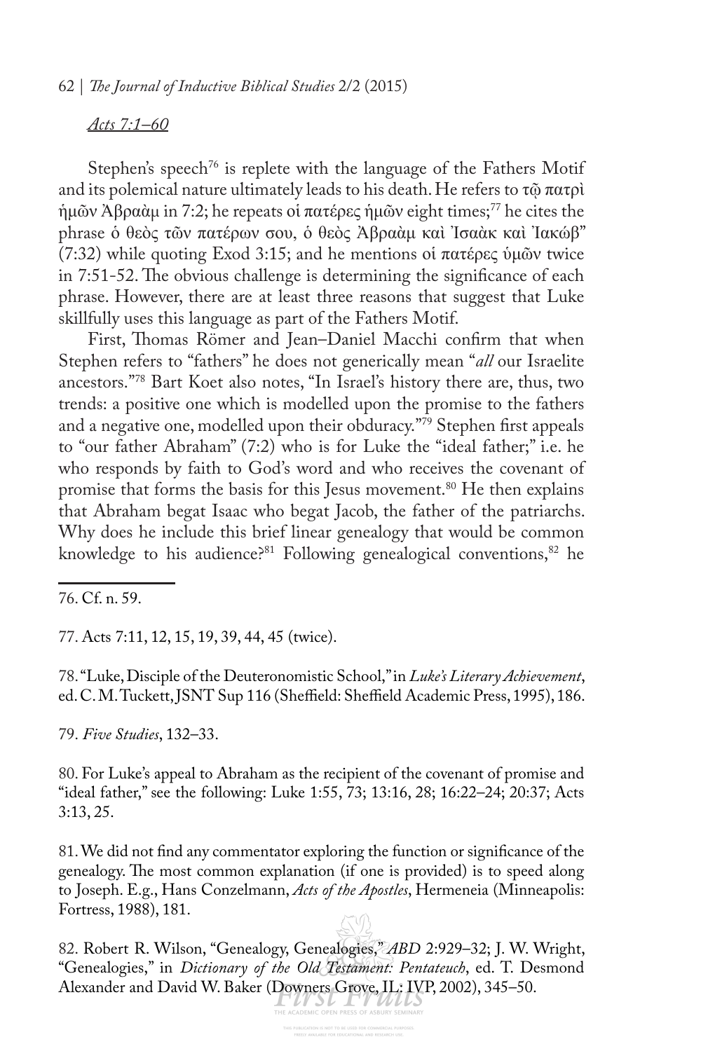*Acts 7:1–60*

Stephen's speech[76] is replete with the language of the Fathers Motif and its polemical nature ultimately leads to his death. He refers to τῷ πατρὶ ἡμῶν Ἀβραὰμ in 7:2; he repeats οἱ πατέρες ἡμῶν eight times;[77] he cites the phrase ὁ θεὸς τῶν πατέρων σου, ὁ θεὸς Ἀβραὰμ καὶ Ἰσαὰκ καὶ Ἰακώβ" (7:32) while quoting Exod 3:15; and he mentions οἱ πατέρες ὑμῶν twice in 7:51-52. The obvious challenge is determining the significance of each phrase. However, there are at least three reasons that suggest that Luke skillfully uses this language as part of the Fathers Motif.

First, Thomas Römer and Jean–Daniel Macchi confirm that when Stephen refers to "fathers" he does not generically mean "*all* our Israelite ancestors."[78] Bart Koet also notes, "In Israel's history there are, thus, two trends: a positive one which is modelled upon the promise to the fathers and a negative one, modelled upon their obduracy."[79] Stephen first appeals to "our father Abraham" (7:2) who is for Luke the "ideal father;" i.e. he who responds by faith to God's word and who receives the covenant of promise that forms the basis for this Jesus movement.[80] He then explains that Abraham begat Isaac who begat Jacob, the father of the patriarchs. Why does he include this brief linear genealogy that would be common knowledge to his audience?[81] Following genealogical conventions,[82] he

---

76. Cf. n. 59.

77. Acts 7:11, 12, 15, 19, 39, 44, 45 (twice).

78. "Luke, Disciple of the Deuteronomistic School," in *Luke's Literary Achievement*, ed. C. M. Tuckett, JSNT Sup 116 (Sheffield: Sheffield Academic Press, 1995), 186.

79. *Five Studies*, 132–33.

80. For Luke's appeal to Abraham as the recipient of the covenant of promise and "ideal father," see the following: Luke 1:55, 73; 13:16, 28; 16:22–24; 20:37; Acts 3:13, 25.

81. We did not find any commentator exploring the function or significance of the genealogy. The most common explanation (if one is provided) is to speed along to Joseph. E.g., Hans Conzelmann, *Acts of the Apostles*, Hermeneia (Minneapolis: Fortress, 1988), 181.

82. Robert R. Wilson, "Genealogy, Genealogies," *ABD* 2:929–32; J. W. Wright, "Genealogies," in *Dictionary of the Old Testament: Pentateuch*, ed. T. Desmond Alexander and David W. Baker (Downers Grove, IL: IVP, 2002), 345–50.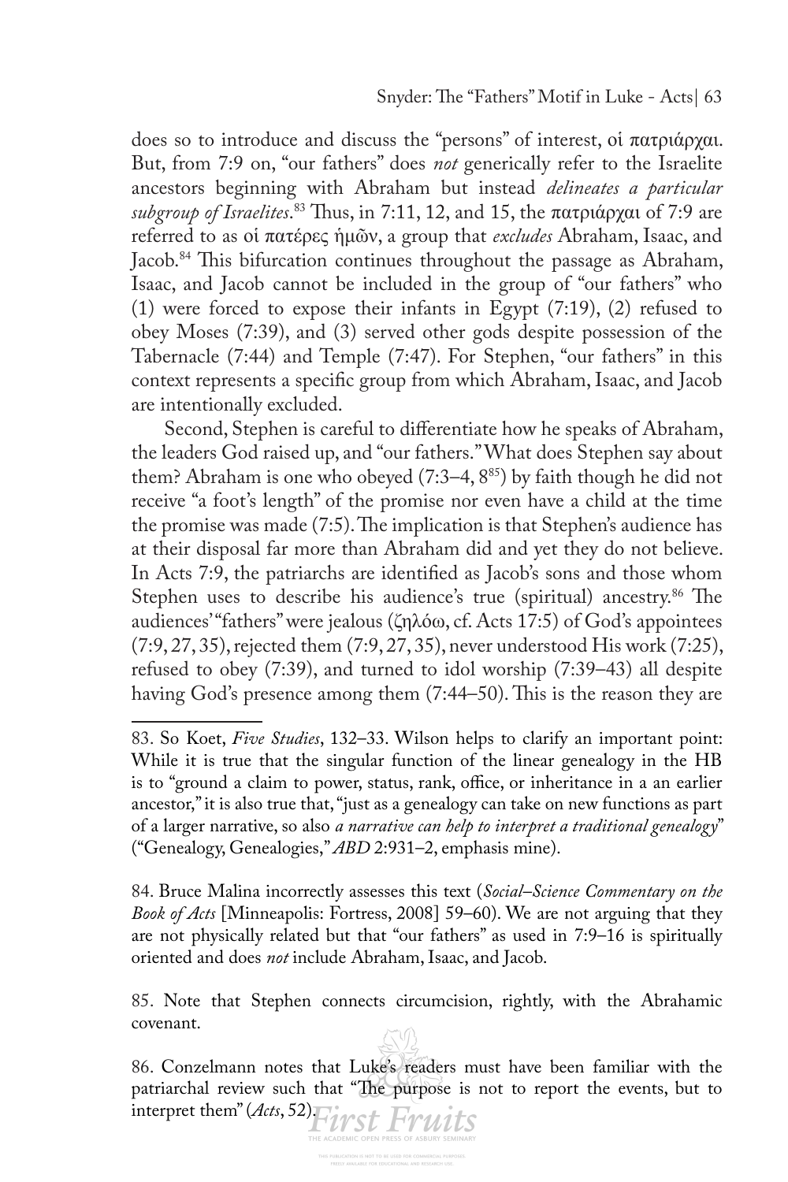does so to introduce and discuss the "persons" of interest, οἱ πατριάρχαι. But, from 7:9 on, "our fathers" does *not* generically refer to the Israelite ancestors beginning with Abraham but instead *delineates a particular subgroup of Israelites*.[83] Thus, in 7:11, 12, and 15, the πατριάρχαι of 7:9 are referred to as οἱ πατέρες ἡμῶν, a group that *excludes* Abraham, Isaac, and Jacob.[84] This bifurcation continues throughout the passage as Abraham, Isaac, and Jacob cannot be included in the group of "our fathers" who (1) were forced to expose their infants in Egypt (7:19), (2) refused to obey Moses (7:39), and (3) served other gods despite possession of the Tabernacle (7:44) and Temple (7:47). For Stephen, "our fathers" in this context represents a specific group from which Abraham, Isaac, and Jacob are intentionally excluded.

Second, Stephen is careful to differentiate how he speaks of Abraham, the leaders God raised up, and "our fathers." What does Stephen say about them? Abraham is one who obeyed (7:3–4, 8[85]) by faith though he did not receive "a foot's length" of the promise nor even have a child at the time the promise was made (7:5). The implication is that Stephen's audience has at their disposal far more than Abraham did and yet they do not believe. In Acts 7:9, the patriarchs are identified as Jacob's sons and those whom Stephen uses to describe his audience's true (spiritual) ancestry.[86] The audiences' "fathers" were jealous (ζηλόω, cf. Acts 17:5) of God's appointees (7:9, 27, 35), rejected them (7:9, 27, 35), never understood His work (7:25), refused to obey (7:39), and turned to idol worship (7:39–43) all despite having God's presence among them (7:44–50). This is the reason they are

83. So Koet, *Five Studies*, 132–33. Wilson helps to clarify an important point: While it is true that the singular function of the linear genealogy in the HB is to "ground a claim to power, status, rank, office, or inheritance in a an earlier ancestor," it is also true that, "just as a genealogy can take on new functions as part of a larger narrative, so also *a narrative can help to interpret a traditional genealogy*" ("Genealogy, Genealogies," *ABD* 2:931–2, emphasis mine).

84. Bruce Malina incorrectly assesses this text (*Social–Science Commentary on the Book of Acts* [Minneapolis: Fortress, 2008] 59–60). We are not arguing that they are not physically related but that "our fathers" as used in 7:9–16 is spiritually oriented and does *not* include Abraham, Isaac, and Jacob.

85. Note that Stephen connects circumcision, rightly, with the Abrahamic covenant.

86. Conzelmann notes that Luke's readers must have been familiar with the patriarchal review such that "The purpose is not to report the events, but to interpret them" (*Acts*, 52).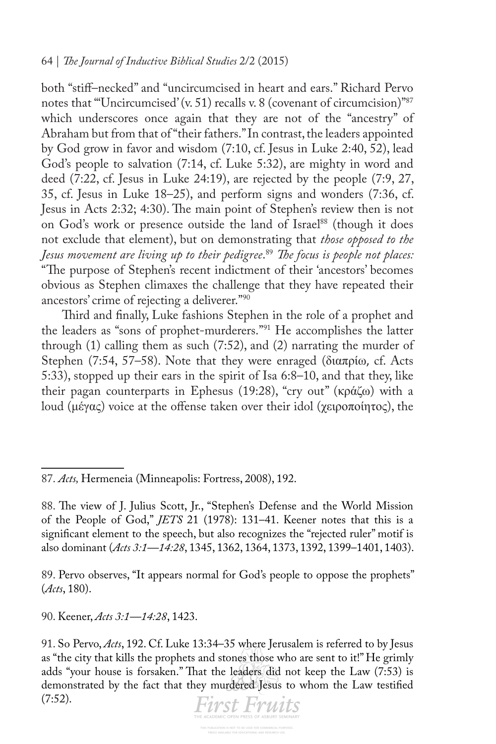both "stiff–necked" and "uncircumcised in heart and ears." Richard Pervo notes that "'Uncircumcised' (v. 51) recalls v. 8 (covenant of circumcision)"[87] which underscores once again that they are not of the "ancestry" of Abraham but from that of "their fathers." In contrast, the leaders appointed by God grow in favor and wisdom (7:10, cf. Jesus in Luke 2:40, 52), lead God's people to salvation (7:14, cf. Luke 5:32), are mighty in word and deed (7:22, cf. Jesus in Luke 24:19), are rejected by the people (7:9, 27, 35, cf. Jesus in Luke 18–25), and perform signs and wonders (7:36, cf. Jesus in Acts 2:32; 4:30). The main point of Stephen's review then is not on God's work or presence outside the land of Israel[88] (though it does not exclude that element), but on demonstrating that *those opposed to the Jesus movement are living up to their pedigree*.[89] *The focus is people not places:* "The purpose of Stephen's recent indictment of their 'ancestors' becomes obvious as Stephen climaxes the challenge that they have repeated their ancestors' crime of rejecting a deliverer."[90]

Third and finally, Luke fashions Stephen in the role of a prophet and the leaders as "sons of prophet-murderers."[91] He accomplishes the latter through (1) calling them as such (7:52), and (2) narrating the murder of Stephen (7:54, 57–58). Note that they were enraged (διαπρίω, cf. Acts 5:33), stopped up their ears in the spirit of Isa 6:8–10, and that they, like their pagan counterparts in Ephesus (19:28), "cry out" (κράζω) with a loud (μέγας) voice at the offense taken over their idol (χειροποίητος), the

---

87. *Acts,* Hermeneia (Minneapolis: Fortress, 2008), 192.

88. The view of J. Julius Scott, Jr., "Stephen's Defense and the World Mission of the People of God," *JETS* 21 (1978): 131–41. Keener notes that this is a significant element to the speech, but also recognizes the "rejected ruler" motif is also dominant (*Acts 3:1—14:28*, 1345, 1362, 1364, 1373, 1392, 1399–1401, 1403).

89. Pervo observes, "It appears normal for God's people to oppose the prophets" (*Acts*, 180).

90. Keener, *Acts 3:1—14:28*, 1423.

91. So Pervo, *Acts*, 192. Cf. Luke 13:34–35 where Jerusalem is referred to by Jesus as "the city that kills the prophets and stones those who are sent to it!" He grimly adds "your house is forsaken." That the leaders did not keep the Law (7:53) is demonstrated by the fact that they murdered Jesus to whom the Law testified (7:52).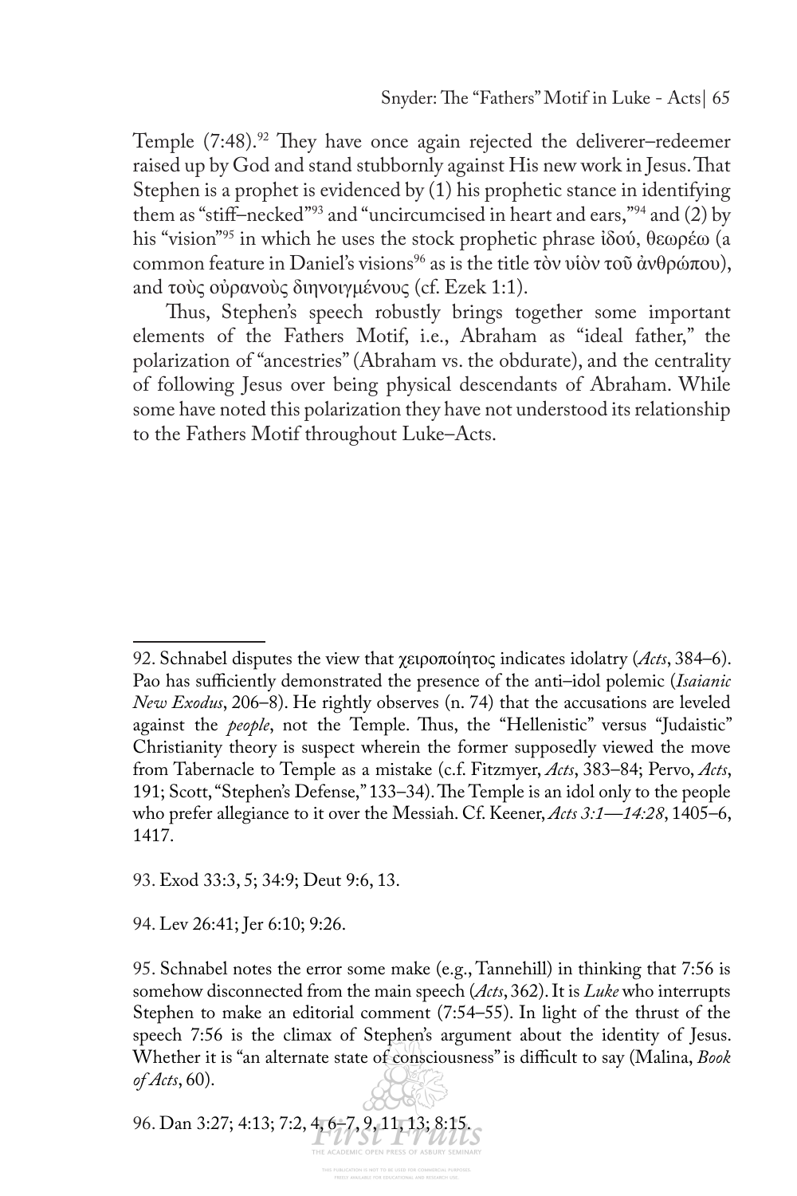Temple (7:48).[92] They have once again rejected the deliverer–redeemer raised up by God and stand stubbornly against His new work in Jesus. That Stephen is a prophet is evidenced by (1) his prophetic stance in identifying them as "stiff–necked"[93] and "uncircumcised in heart and ears,"[94] and (2) by his "vision"[95] in which he uses the stock prophetic phrase ἰδού, θεωρέω (a common feature in Daniel's visions[96] as is the title τὸν υἱὸν τοῦ ἀνθρώπου), and τοὺς οὐρανοὺς διηνοιγμένους (cf. Ezek 1:1).

Thus, Stephen's speech robustly brings together some important elements of the Fathers Motif, i.e., Abraham as "ideal father," the polarization of "ancestries" (Abraham vs. the obdurate), and the centrality of following Jesus over being physical descendants of Abraham. While some have noted this polarization they have not understood its relationship to the Fathers Motif throughout Luke–Acts.

---

92. Schnabel disputes the view that χειροποίητος indicates idolatry (*Acts*, 384–6). Pao has sufficiently demonstrated the presence of the anti–idol polemic (*Isaianic New Exodus*, 206–8). He rightly observes (n. 74) that the accusations are leveled against the *people*, not the Temple. Thus, the "Hellenistic" versus "Judaistic" Christianity theory is suspect wherein the former supposedly viewed the move from Tabernacle to Temple as a mistake (c.f. Fitzmyer, *Acts*, 383–84; Pervo, *Acts*, 191; Scott, "Stephen's Defense," 133–34). The Temple is an idol only to the people who prefer allegiance to it over the Messiah. Cf. Keener, *Acts 3:1—14:28*, 1405–6, 1417.

93. Exod 33:3, 5; 34:9; Deut 9:6, 13.

94. Lev 26:41; Jer 6:10; 9:26.

95. Schnabel notes the error some make (e.g., Tannehill) in thinking that 7:56 is somehow disconnected from the main speech (*Acts*, 362). It is *Luke* who interrupts Stephen to make an editorial comment (7:54–55). In light of the thrust of the speech 7:56 is the climax of Stephen's argument about the identity of Jesus. Whether it is "an alternate state of consciousness" is difficult to say (Malina, *Book of Acts*, 60).

96. Dan 3:27; 4:13; 7:2, 4, 6–7, 9, 11, 13; 8:15.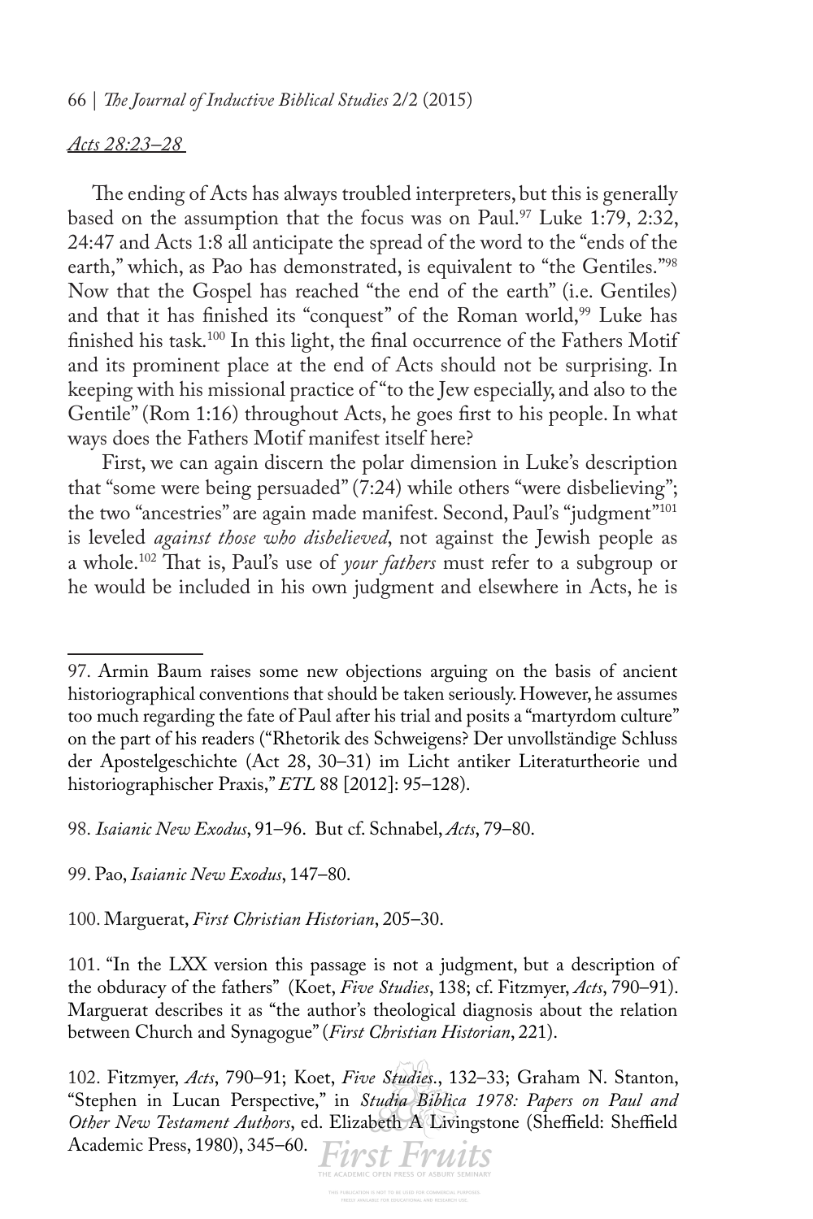*Acts 28:23–28*

The ending of Acts has always troubled interpreters, but this is generally based on the assumption that the focus was on Paul.[97] Luke 1:79, 2:32, 24:47 and Acts 1:8 all anticipate the spread of the word to the "ends of the earth," which, as Pao has demonstrated, is equivalent to "the Gentiles."[98] Now that the Gospel has reached "the end of the earth" (i.e. Gentiles) and that it has finished its "conquest" of the Roman world,[99] Luke has finished his task.[100] In this light, the final occurrence of the Fathers Motif and its prominent place at the end of Acts should not be surprising. In keeping with his missional practice of "to the Jew especially, and also to the Gentile" (Rom 1:16) throughout Acts, he goes first to his people. In what ways does the Fathers Motif manifest itself here?

First, we can again discern the polar dimension in Luke's description that "some were being persuaded" (7:24) while others "were disbelieving"; the two "ancestries" are again made manifest. Second, Paul's "judgment"[101] is leveled *against those who disbelieved*, not against the Jewish people as a whole.[102] That is, Paul's use of *your fathers* must refer to a subgroup or he would be included in his own judgment and elsewhere in Acts, he is

---

97. Armin Baum raises some new objections arguing on the basis of ancient historiographical conventions that should be taken seriously. However, he assumes too much regarding the fate of Paul after his trial and posits a "martyrdom culture" on the part of his readers ("Rhetorik des Schweigens? Der unvollständige Schluss der Apostelgeschichte (Act 28, 30–31) im Licht antiker Literaturtheorie und historiographischer Praxis," *ETL* 88 [2012]: 95–128).

98. *Isaianic New Exodus*, 91–96. But cf. Schnabel, *Acts*, 79–80.

99. Pao, *Isaianic New Exodus*, 147–80.

100. Marguerat, *First Christian Historian*, 205–30.

101. "In the LXX version this passage is not a judgment, but a description of the obduracy of the fathers" (Koet, *Five Studies*, 138; cf. Fitzmyer, *Acts*, 790–91). Marguerat describes it as "the author's theological diagnosis about the relation between Church and Synagogue" (*First Christian Historian*, 221).

102. Fitzmyer, *Acts*, 790–91; Koet, *Five Studies*., 132–33; Graham N. Stanton, "Stephen in Lucan Perspective," in *Studia Biblica 1978: Papers on Paul and Other New Testament Authors*, ed. Elizabeth A Livingstone (Sheffield: Sheffield Academic Press, 1980), 345–60.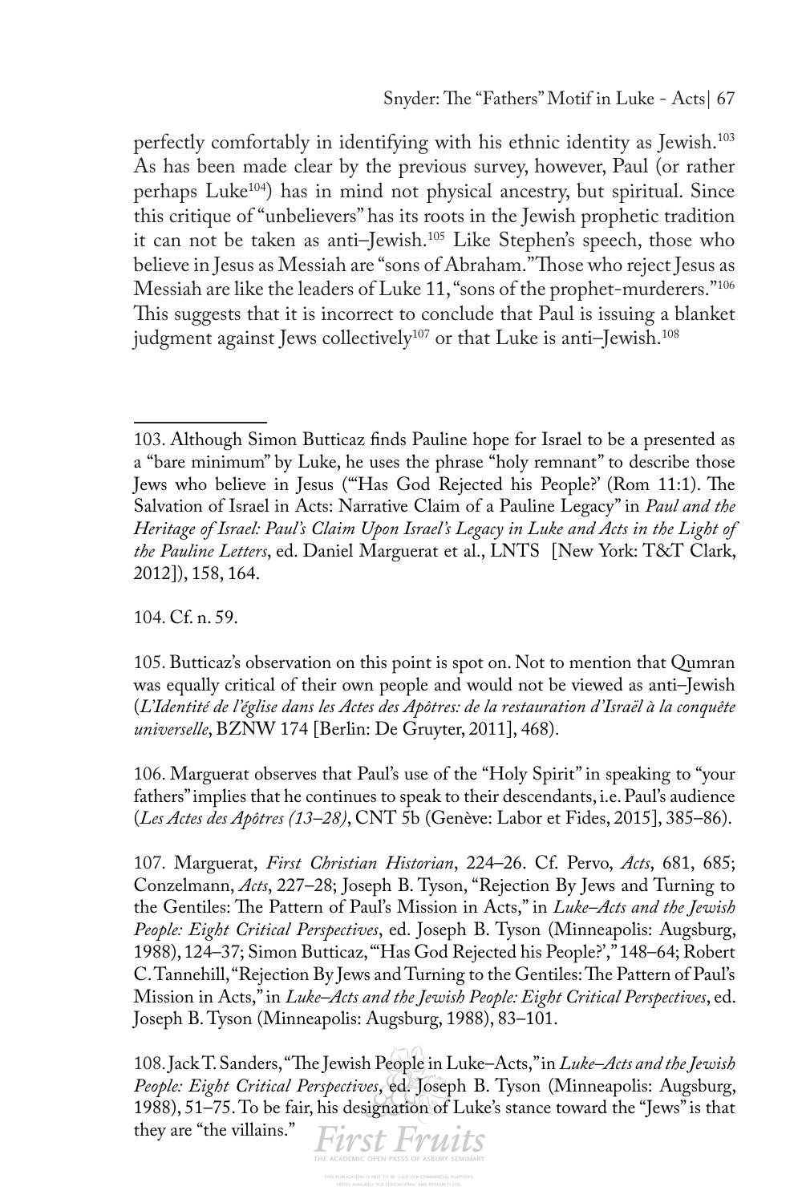perfectly comfortably in identifying with his ethnic identity as Jewish.[103] As has been made clear by the previous survey, however, Paul (or rather perhaps Luke[104]) has in mind not physical ancestry, but spiritual. Since this critique of "unbelievers" has its roots in the Jewish prophetic tradition it can not be taken as anti–Jewish.[105] Like Stephen's speech, those who believe in Jesus as Messiah are "sons of Abraham." Those who reject Jesus as Messiah are like the leaders of Luke 11, "sons of the prophet-murderers."[106] This suggests that it is incorrect to conclude that Paul is issuing a blanket judgment against Jews collectively[107] or that Luke is anti–Jewish.[108]

---

103. Although Simon Butticaz finds Pauline hope for Israel to be a presented as a "bare minimum" by Luke, he uses the phrase "holy remnant" to describe those Jews who believe in Jesus ("'Has God Rejected his People?' (Rom 11:1). The Salvation of Israel in Acts: Narrative Claim of a Pauline Legacy" in *Paul and the Heritage of Israel: Paul's Claim Upon Israel's Legacy in Luke and Acts in the Light of the Pauline Letters*, ed. Daniel Marguerat et al., LNTS [New York: T&T Clark, 2012]), 158, 164.

104. Cf. n. 59.

105. Butticaz's observation on this point is spot on. Not to mention that Qumran was equally critical of their own people and would not be viewed as anti–Jewish (*L'Identité de l'église dans les Actes des Apôtres: de la restauration d'Israël à la conquête universelle*, BZNW 174 [Berlin: De Gruyter, 2011], 468).

106. Marguerat observes that Paul's use of the "Holy Spirit" in speaking to "your fathers" implies that he continues to speak to their descendants, i.e. Paul's audience (*Les Actes des Apôtres (13–28)*, CNT 5b (Genève: Labor et Fides, 2015], 385–86).

107. Marguerat, *First Christian Historian*, 224–26. Cf. Pervo, *Acts*, 681, 685; Conzelmann, *Acts*, 227–28; Joseph B. Tyson, "Rejection By Jews and Turning to the Gentiles: The Pattern of Paul's Mission in Acts," in *Luke–Acts and the Jewish People: Eight Critical Perspectives*, ed. Joseph B. Tyson (Minneapolis: Augsburg, 1988), 124–37; Simon Butticaz, "'Has God Rejected his People?'," 148–64; Robert C. Tannehill, "Rejection By Jews and Turning to the Gentiles: The Pattern of Paul's Mission in Acts," in *Luke–Acts and the Jewish People: Eight Critical Perspectives*, ed. Joseph B. Tyson (Minneapolis: Augsburg, 1988), 83–101.

108. Jack T. Sanders, "The Jewish People in Luke–Acts," in *Luke–Acts and the Jewish People: Eight Critical Perspectives*, ed. Joseph B. Tyson (Minneapolis: Augsburg, 1988), 51–75. To be fair, his designation of Luke's stance toward the "Jews" is that they are "the villains."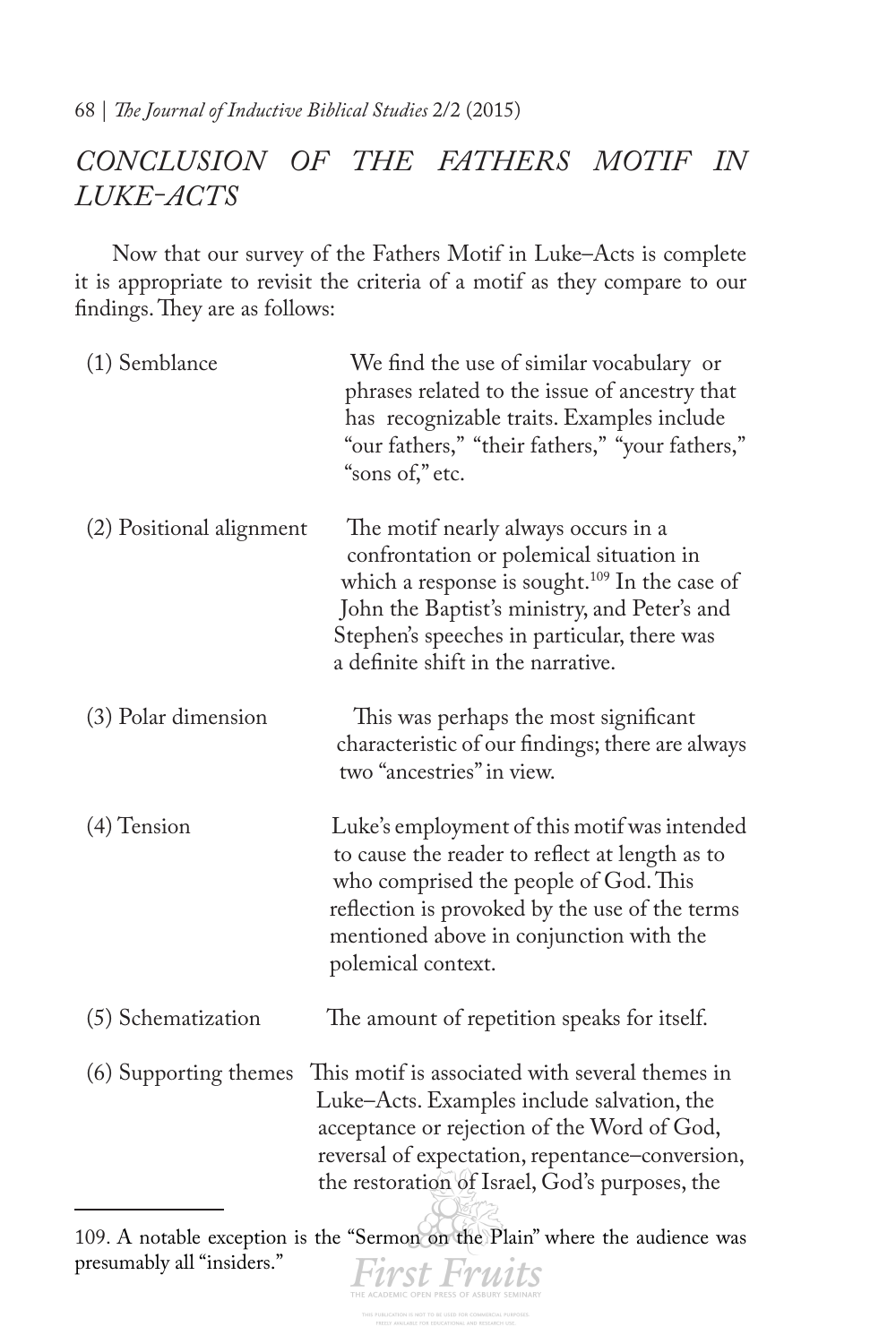## *CONCLUSION OF THE FATHERS MOTIF IN LUKE-ACTS*

Now that our survey of the Fathers Motif in Luke–Acts is complete it is appropriate to revisit the criteria of a motif as they compare to our findings. They are as follows:

| | |
|---|---|
| (1) Semblance | We find the use of similar vocabulary or phrases related to the issue of ancestry that has recognizable traits. Examples include "our fathers," "their fathers," "your fathers," "sons of," etc. |
| (2) Positional alignment | The motif nearly always occurs in a confrontation or polemical situation in which a response is sought.[109] In the case of John the Baptist's ministry, and Peter's and Stephen's speeches in particular, there was a definite shift in the narrative. |
| (3) Polar dimension | This was perhaps the most significant characteristic of our findings; there are always two "ancestries" in view. |
| (4) Tension | Luke's employment of this motif was intended to cause the reader to reflect at length as to who comprised the people of God. This reflection is provoked by the use of the terms mentioned above in conjunction with the polemical context. |
| (5) Schematization | The amount of repetition speaks for itself. |
| (6) Supporting themes | This motif is associated with several themes in Luke–Acts. Examples include salvation, the acceptance or rejection of the Word of God, reversal of expectation, repentance–conversion, the restoration of Israel, God's purposes, the |

109. A notable exception is the "Sermon on the Plain" where the audience was presumably all "insiders."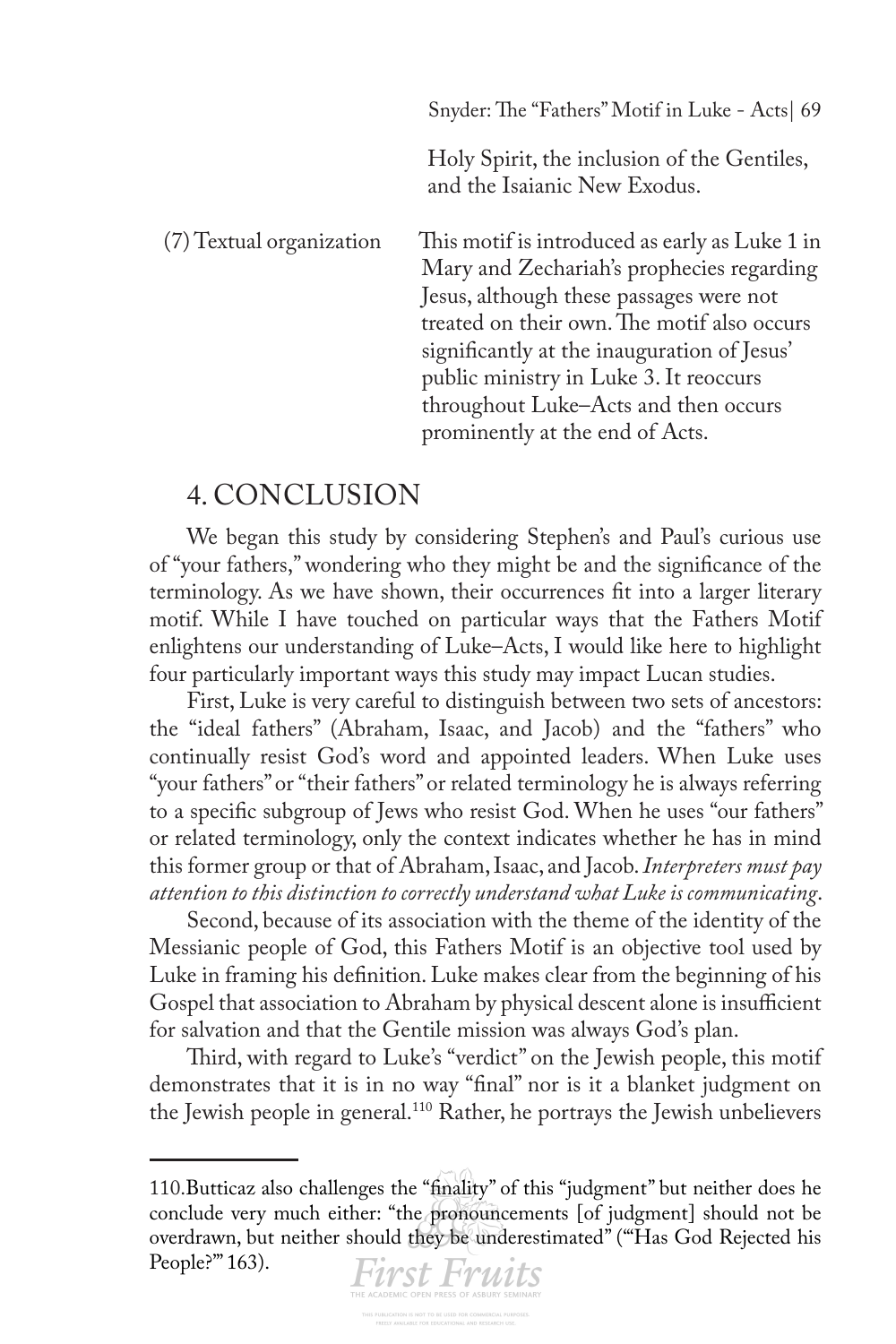| | Holy Spirit, the inclusion of the Gentiles, and the Isaianic New Exodus. |
|---|---|
| (7) Textual organization | This motif is introduced as early as Luke 1 in Mary and Zechariah's prophecies regarding Jesus, although these passages were not treated on their own. The motif also occurs significantly at the inauguration of Jesus' public ministry in Luke 3. It reoccurs throughout Luke–Acts and then occurs prominently at the end of Acts. |

## 4. CONCLUSION

We began this study by considering Stephen's and Paul's curious use of "your fathers," wondering who they might be and the significance of the terminology. As we have shown, their occurrences fit into a larger literary motif. While I have touched on particular ways that the Fathers Motif enlightens our understanding of Luke–Acts, I would like here to highlight four particularly important ways this study may impact Lucan studies.

First, Luke is very careful to distinguish between two sets of ancestors: the "ideal fathers" (Abraham, Isaac, and Jacob) and the "fathers" who continually resist God's word and appointed leaders. When Luke uses "your fathers" or "their fathers" or related terminology he is always referring to a specific subgroup of Jews who resist God. When he uses "our fathers" or related terminology, only the context indicates whether he has in mind this former group or that of Abraham, Isaac, and Jacob. *Interpreters must pay attention to this distinction to correctly understand what Luke is communicating*.

Second, because of its association with the theme of the identity of the Messianic people of God, this Fathers Motif is an objective tool used by Luke in framing his definition. Luke makes clear from the beginning of his Gospel that association to Abraham by physical descent alone is insufficient for salvation and that the Gentile mission was always God's plan.

Third, with regard to Luke's "verdict" on the Jewish people, this motif demonstrates that it is in no way "final" nor is it a blanket judgment on the Jewish people in general.[110] Rather, he portrays the Jewish unbelievers

---

110. Butticaz also challenges the "finality" of this "judgment" but neither does he conclude very much either: "the pronouncements [of judgment] should not be overdrawn, but neither should they be underestimated" ("'Has God Rejected his People?'" 163).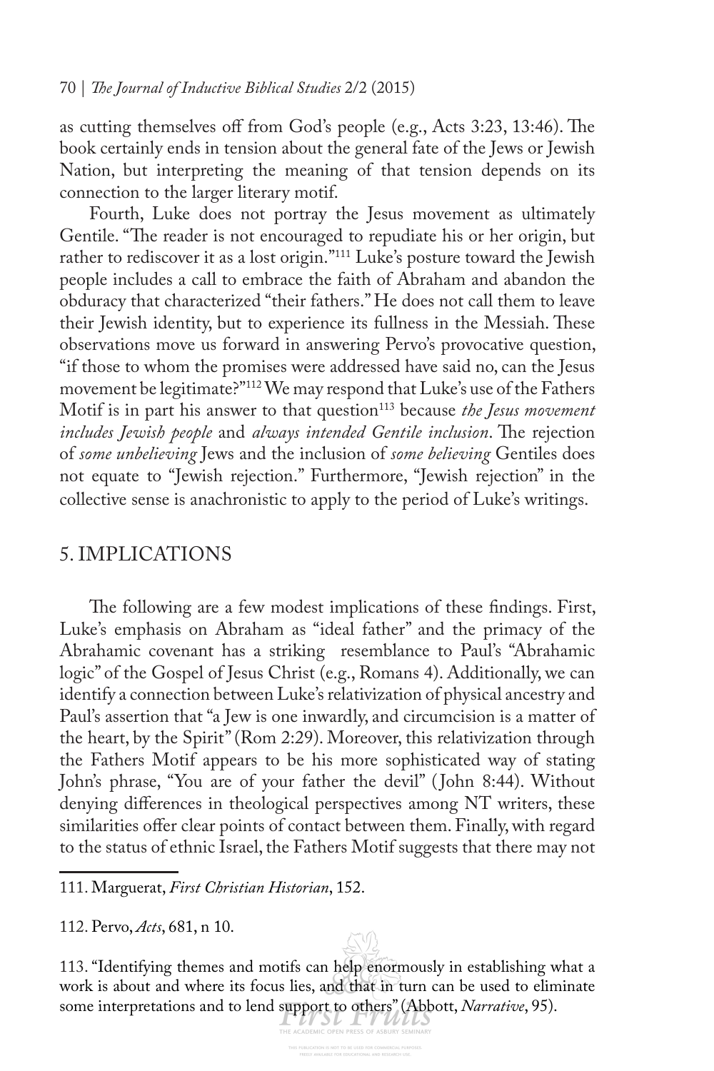as cutting themselves off from God's people (e.g., Acts 3:23, 13:46). The book certainly ends in tension about the general fate of the Jews or Jewish Nation, but interpreting the meaning of that tension depends on its connection to the larger literary motif.

Fourth, Luke does not portray the Jesus movement as ultimately Gentile. "The reader is not encouraged to repudiate his or her origin, but rather to rediscover it as a lost origin."[111] Luke's posture toward the Jewish people includes a call to embrace the faith of Abraham and abandon the obduracy that characterized "their fathers." He does not call them to leave their Jewish identity, but to experience its fullness in the Messiah. These observations move us forward in answering Pervo's provocative question, "if those to whom the promises were addressed have said no, can the Jesus movement be legitimate?"[112] We may respond that Luke's use of the Fathers Motif is in part his answer to that question[113] because *the Jesus movement includes Jewish people* and *always intended Gentile inclusion*. The rejection of *some unbelieving* Jews and the inclusion of *some believing* Gentiles does not equate to "Jewish rejection." Furthermore, "Jewish rejection" in the collective sense is anachronistic to apply to the period of Luke's writings.

## 5. IMPLICATIONS

The following are a few modest implications of these findings. First, Luke's emphasis on Abraham as "ideal father" and the primacy of the Abrahamic covenant has a striking resemblance to Paul's "Abrahamic logic" of the Gospel of Jesus Christ (e.g., Romans 4). Additionally, we can identify a connection between Luke's relativization of physical ancestry and Paul's assertion that "a Jew is one inwardly, and circumcision is a matter of the heart, by the Spirit" (Rom 2:29). Moreover, this relativization through the Fathers Motif appears to be his more sophisticated way of stating John's phrase, "You are of your father the devil" (John 8:44). Without denying differences in theological perspectives among NT writers, these similarities offer clear points of contact between them. Finally, with regard to the status of ethnic Israel, the Fathers Motif suggests that there may not

---

111. Marguerat, *First Christian Historian*, 152.

112. Pervo, *Acts*, 681, n 10.

113. "Identifying themes and motifs can help enormously in establishing what a work is about and where its focus lies, and that in turn can be used to eliminate some interpretations and to lend support to others" (Abbott, *Narrative*, 95).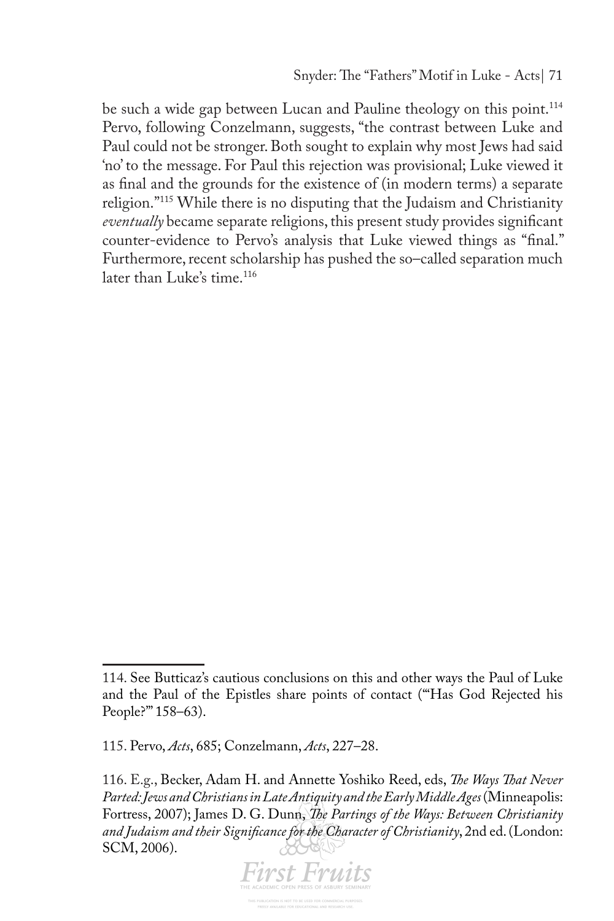be such a wide gap between Lucan and Pauline theology on this point.[114] Pervo, following Conzelmann, suggests, "the contrast between Luke and Paul could not be stronger. Both sought to explain why most Jews had said 'no' to the message. For Paul this rejection was provisional; Luke viewed it as final and the grounds for the existence of (in modern terms) a separate religion."[115] While there is no disputing that the Judaism and Christianity *eventually* became separate religions, this present study provides significant counter-evidence to Pervo's analysis that Luke viewed things as "final." Furthermore, recent scholarship has pushed the so–called separation much later than Luke's time.[116]

---

114. See Butticaz's cautious conclusions on this and other ways the Paul of Luke and the Paul of the Epistles share points of contact ("'Has God Rejected his People?'" 158–63).

115. Pervo, *Acts*, 685; Conzelmann, *Acts*, 227–28.

116. E.g., Becker, Adam H. and Annette Yoshiko Reed, eds, *The Ways That Never Parted: Jews and Christians in Late Antiquity and the Early Middle Ages* (Minneapolis: Fortress, 2007); James D. G. Dunn, *The Partings of the Ways: Between Christianity and Judaism and their Significance for the Character of Christianity*, 2nd ed. (London: SCM, 2006).